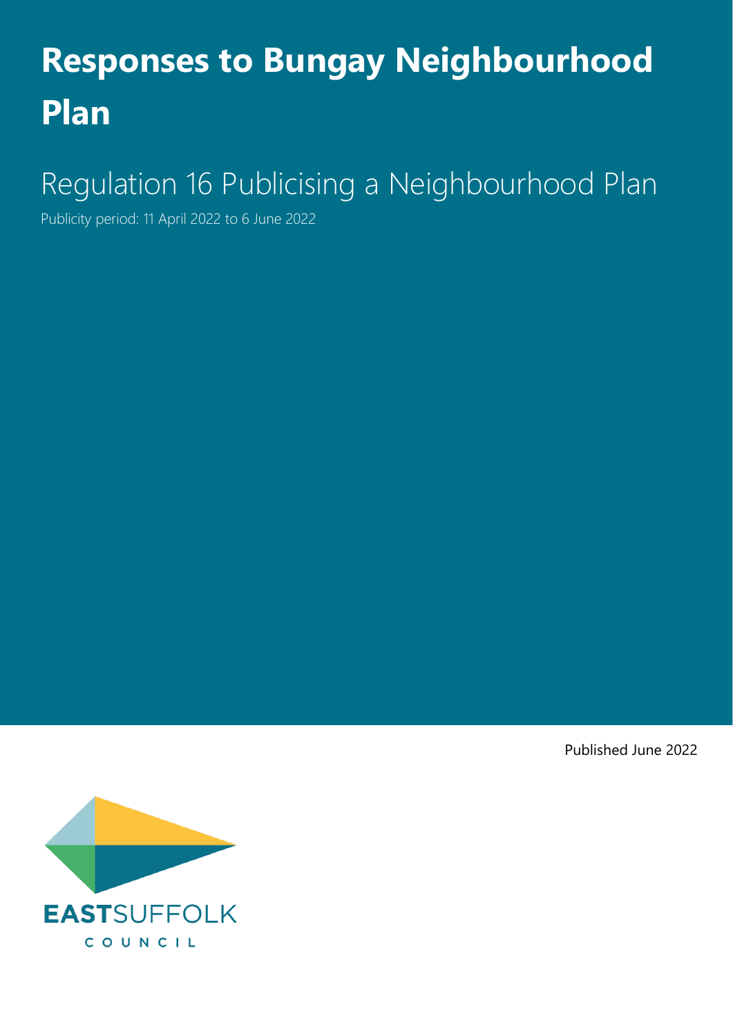# Responses to Bungay Neighbourhood Plan

## Regulation 16 Publicising a Neighbourhood Plan

Publicity period: 11 April 2022 to 6 June 2022

Published June 2022

EASTSUFFOLK COUNCIL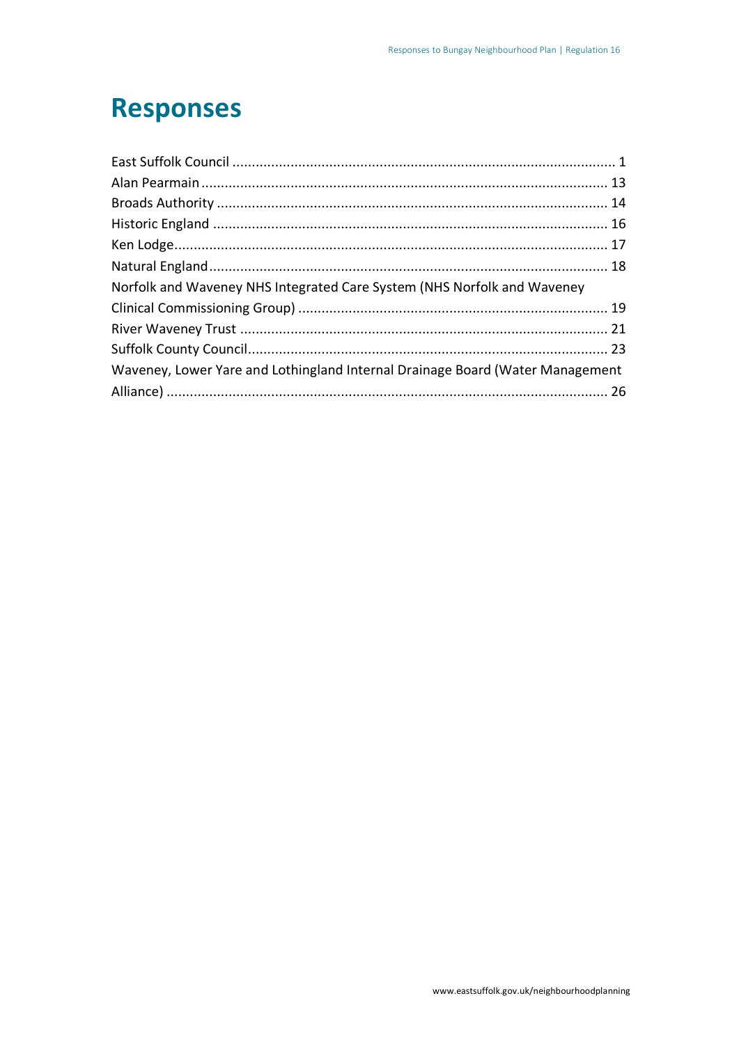# Responses

East Suffolk Council ..................................................................................................... 1
Alan Pearmain .......................................................................................................... 13
Broads Authority ...................................................................................................... 14
Historic England ....................................................................................................... 16
Ken Lodge ................................................................................................................. 17
Natural England ........................................................................................................ 18
Norfolk and Waveney NHS Integrated Care System (NHS Norfolk and Waveney Clinical Commissioning Group) .................................................................................. 19
River Waveney Trust ................................................................................................. 21
Suffolk County Council .............................................................................................. 23
Waveney, Lower Yare and Lothingland Internal Drainage Board (Water Management Alliance) .................................................................................................................... 26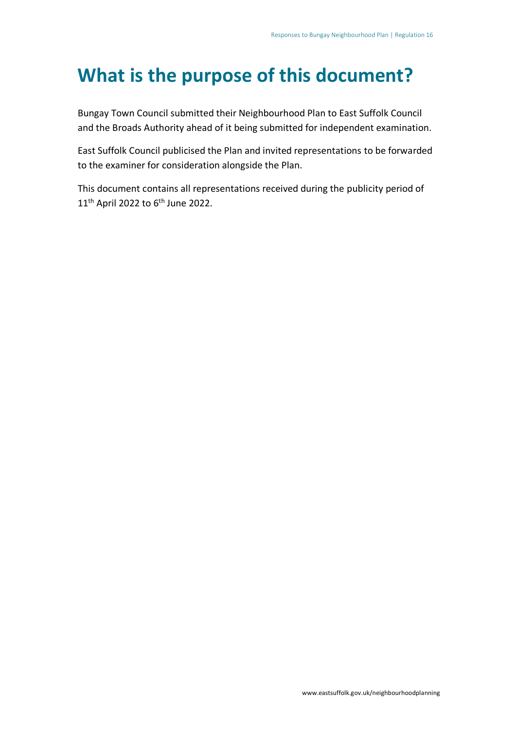# What is the purpose of this document?

Bungay Town Council submitted their Neighbourhood Plan to East Suffolk Council and the Broads Authority ahead of it being submitted for independent examination.

East Suffolk Council publicised the Plan and invited representations to be forwarded to the examiner for consideration alongside the Plan.

This document contains all representations received during the publicity period of 11th April 2022 to 6th June 2022.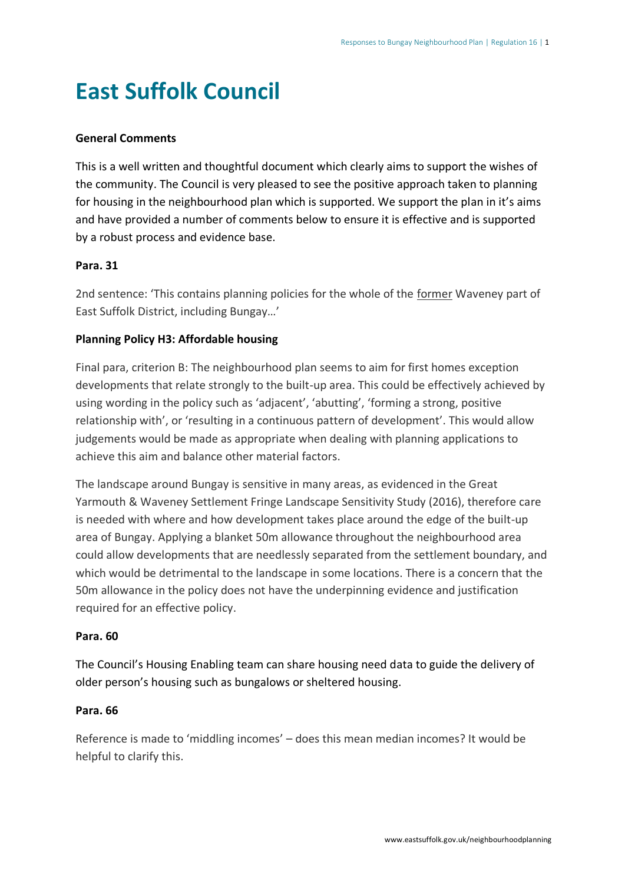# East Suffolk Council

**General Comments**

This is a well written and thoughtful document which clearly aims to support the wishes of the community. The Council is very pleased to see the positive approach taken to planning for housing in the neighbourhood plan which is supported. We support the plan in it's aims and have provided a number of comments below to ensure it is effective and is supported by a robust process and evidence base.

**Para. 31**

2nd sentence: 'This contains planning policies for the whole of the former Waveney part of East Suffolk District, including Bungay…'

**Planning Policy H3: Affordable housing**

Final para, criterion B: The neighbourhood plan seems to aim for first homes exception developments that relate strongly to the built-up area. This could be effectively achieved by using wording in the policy such as 'adjacent', 'abutting', 'forming a strong, positive relationship with', or 'resulting in a continuous pattern of development'. This would allow judgements would be made as appropriate when dealing with planning applications to achieve this aim and balance other material factors.

The landscape around Bungay is sensitive in many areas, as evidenced in the Great Yarmouth & Waveney Settlement Fringe Landscape Sensitivity Study (2016), therefore care is needed with where and how development takes place around the edge of the built-up area of Bungay. Applying a blanket 50m allowance throughout the neighbourhood area could allow developments that are needlessly separated from the settlement boundary, and which would be detrimental to the landscape in some locations. There is a concern that the 50m allowance in the policy does not have the underpinning evidence and justification required for an effective policy.

**Para. 60**

The Council's Housing Enabling team can share housing need data to guide the delivery of older person's housing such as bungalows or sheltered housing.

**Para. 66**

Reference is made to 'middling incomes' – does this mean median incomes? It would be helpful to clarify this.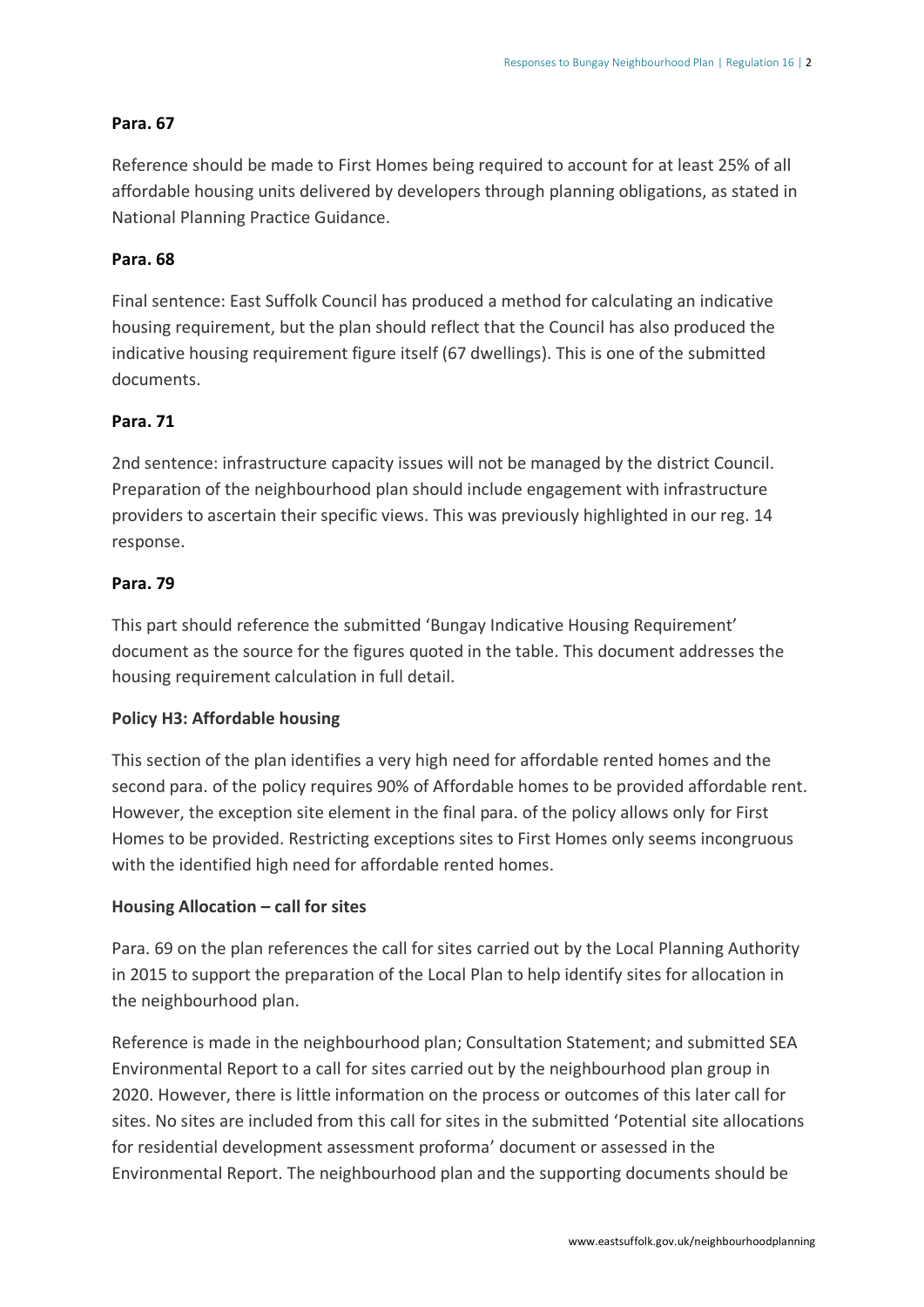**Para. 67**

Reference should be made to First Homes being required to account for at least 25% of all affordable housing units delivered by developers through planning obligations, as stated in National Planning Practice Guidance.

**Para. 68**

Final sentence: East Suffolk Council has produced a method for calculating an indicative housing requirement, but the plan should reflect that the Council has also produced the indicative housing requirement figure itself (67 dwellings). This is one of the submitted documents.

**Para. 71**

2nd sentence: infrastructure capacity issues will not be managed by the district Council. Preparation of the neighbourhood plan should include engagement with infrastructure providers to ascertain their specific views. This was previously highlighted in our reg. 14 response.

**Para. 79**

This part should reference the submitted 'Bungay Indicative Housing Requirement' document as the source for the figures quoted in the table. This document addresses the housing requirement calculation in full detail.

**Policy H3: Affordable housing**

This section of the plan identifies a very high need for affordable rented homes and the second para. of the policy requires 90% of Affordable homes to be provided affordable rent. However, the exception site element in the final para. of the policy allows only for First Homes to be provided. Restricting exceptions sites to First Homes only seems incongruous with the identified high need for affordable rented homes.

**Housing Allocation – call for sites**

Para. 69 on the plan references the call for sites carried out by the Local Planning Authority in 2015 to support the preparation of the Local Plan to help identify sites for allocation in the neighbourhood plan.

Reference is made in the neighbourhood plan; Consultation Statement; and submitted SEA Environmental Report to a call for sites carried out by the neighbourhood plan group in 2020. However, there is little information on the process or outcomes of this later call for sites. No sites are included from this call for sites in the submitted 'Potential site allocations for residential development assessment proforma' document or assessed in the Environmental Report. The neighbourhood plan and the supporting documents should be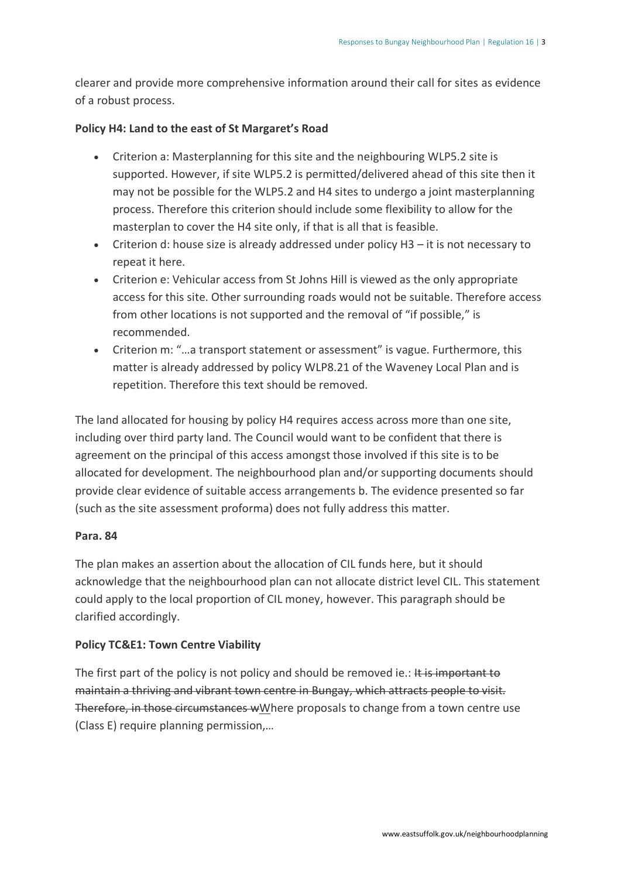clearer and provide more comprehensive information around their call for sites as evidence of a robust process.

**Policy H4: Land to the east of St Margaret's Road**

- Criterion a: Masterplanning for this site and the neighbouring WLP5.2 site is supported. However, if site WLP5.2 is permitted/delivered ahead of this site then it may not be possible for the WLP5.2 and H4 sites to undergo a joint masterplanning process. Therefore this criterion should include some flexibility to allow for the masterplan to cover the H4 site only, if that is all that is feasible.
- Criterion d: house size is already addressed under policy H3 – it is not necessary to repeat it here.
- Criterion e: Vehicular access from St Johns Hill is viewed as the only appropriate access for this site. Other surrounding roads would not be suitable. Therefore access from other locations is not supported and the removal of "if possible," is recommended.
- Criterion m: "…a transport statement or assessment" is vague. Furthermore, this matter is already addressed by policy WLP8.21 of the Waveney Local Plan and is repetition. Therefore this text should be removed.

The land allocated for housing by policy H4 requires access across more than one site, including over third party land. The Council would want to be confident that there is agreement on the principal of this access amongst those involved if this site is to be allocated for development. The neighbourhood plan and/or supporting documents should provide clear evidence of suitable access arrangements b. The evidence presented so far (such as the site assessment proforma) does not fully address this matter.

**Para. 84**

The plan makes an assertion about the allocation of CIL funds here, but it should acknowledge that the neighbourhood plan can not allocate district level CIL. This statement could apply to the local proportion of CIL money, however. This paragraph should be clarified accordingly.

**Policy TC&E1: Town Centre Viability**

The first part of the policy is not policy and should be removed ie.: ~~It is important to maintain a thriving and vibrant town centre in Bungay, which attracts people to visit. Therefore, in those circumstances w~~<u>W</u>here proposals to change from a town centre use (Class E) require planning permission,…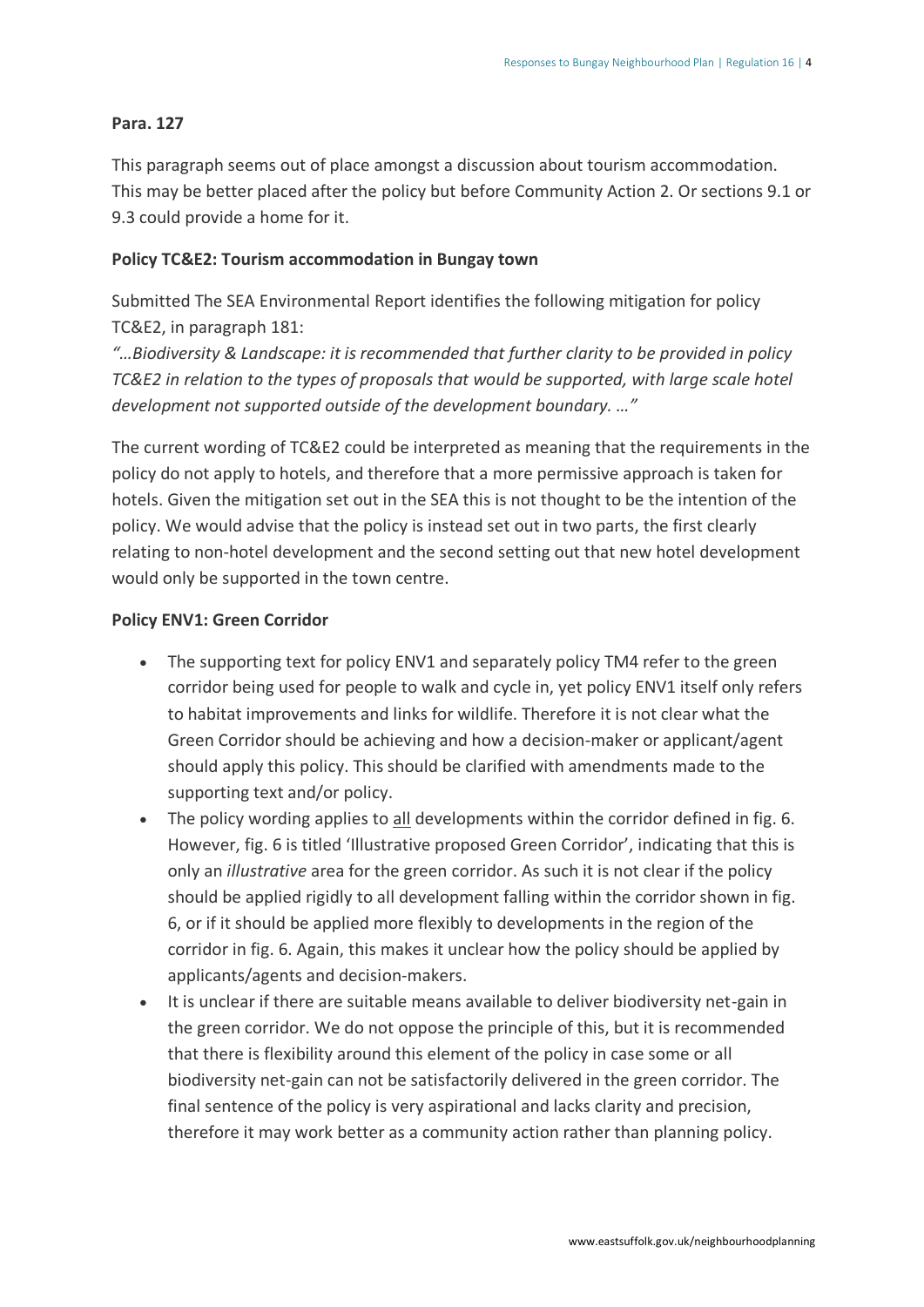**Para. 127**

This paragraph seems out of place amongst a discussion about tourism accommodation. This may be better placed after the policy but before Community Action 2. Or sections 9.1 or 9.3 could provide a home for it.

**Policy TC&E2: Tourism accommodation in Bungay town**

Submitted The SEA Environmental Report identifies the following mitigation for policy TC&E2, in paragraph 181:

*"…Biodiversity & Landscape: it is recommended that further clarity to be provided in policy TC&E2 in relation to the types of proposals that would be supported, with large scale hotel development not supported outside of the development boundary. …"*

The current wording of TC&E2 could be interpreted as meaning that the requirements in the policy do not apply to hotels, and therefore that a more permissive approach is taken for hotels. Given the mitigation set out in the SEA this is not thought to be the intention of the policy. We would advise that the policy is instead set out in two parts, the first clearly relating to non-hotel development and the second setting out that new hotel development would only be supported in the town centre.

**Policy ENV1: Green Corridor**

- The supporting text for policy ENV1 and separately policy TM4 refer to the green corridor being used for people to walk and cycle in, yet policy ENV1 itself only refers to habitat improvements and links for wildlife. Therefore it is not clear what the Green Corridor should be achieving and how a decision-maker or applicant/agent should apply this policy. This should be clarified with amendments made to the supporting text and/or policy.
- The policy wording applies to <u>all</u> developments within the corridor defined in fig. 6. However, fig. 6 is titled 'Illustrative proposed Green Corridor', indicating that this is only an *illustrative* area for the green corridor. As such it is not clear if the policy should be applied rigidly to all development falling within the corridor shown in fig. 6, or if it should be applied more flexibly to developments in the region of the corridor in fig. 6. Again, this makes it unclear how the policy should be applied by applicants/agents and decision-makers.
- It is unclear if there are suitable means available to deliver biodiversity net-gain in the green corridor. We do not oppose the principle of this, but it is recommended that there is flexibility around this element of the policy in case some or all biodiversity net-gain can not be satisfactorily delivered in the green corridor. The final sentence of the policy is very aspirational and lacks clarity and precision, therefore it may work better as a community action rather than planning policy.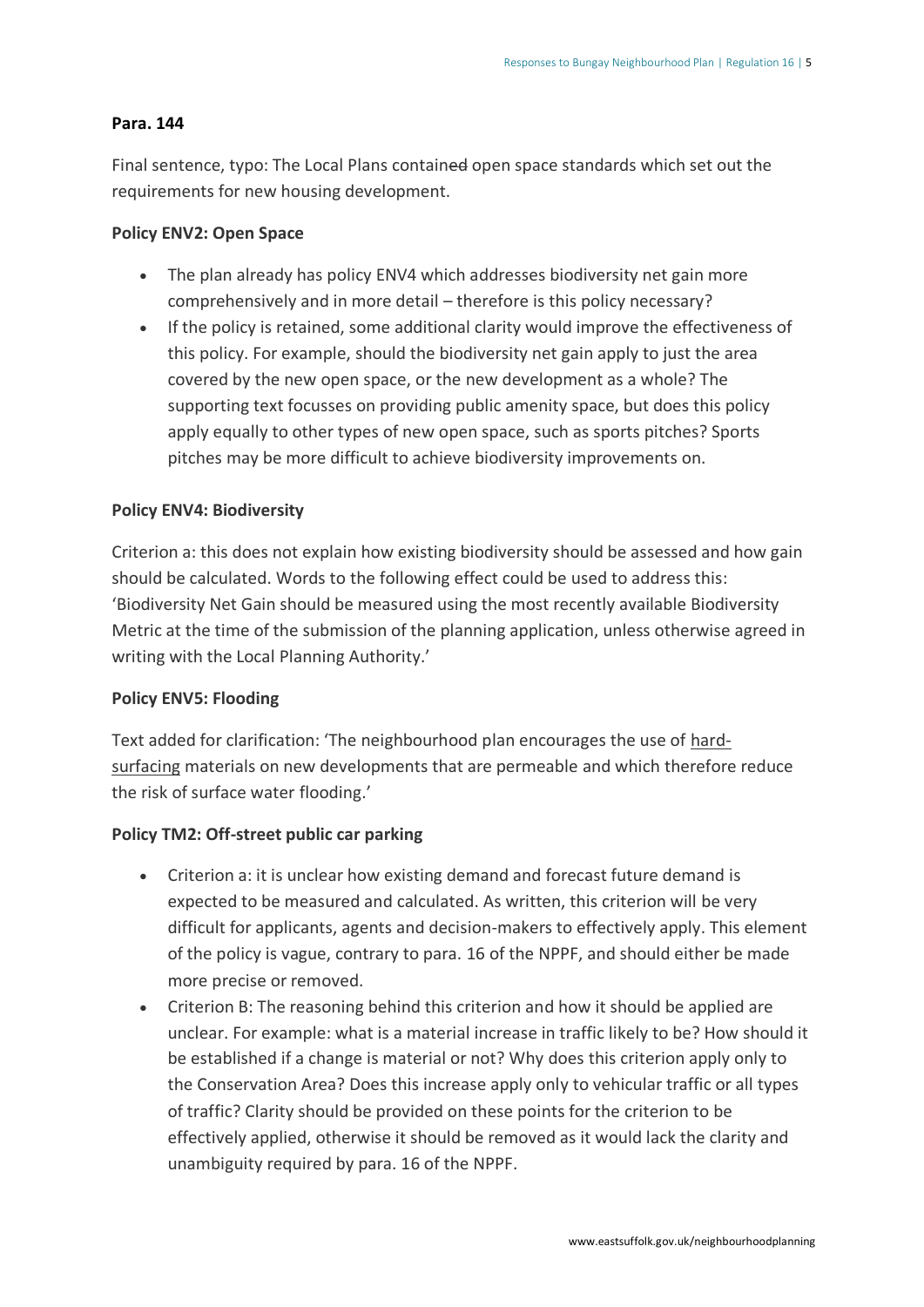**Para. 144**

Final sentence, typo: The Local Plans contain~~ed~~ open space standards which set out the requirements for new housing development.

**Policy ENV2: Open Space**

- The plan already has policy ENV4 which addresses biodiversity net gain more comprehensively and in more detail – therefore is this policy necessary?
- If the policy is retained, some additional clarity would improve the effectiveness of this policy. For example, should the biodiversity net gain apply to just the area covered by the new open space, or the new development as a whole? The supporting text focusses on providing public amenity space, but does this policy apply equally to other types of new open space, such as sports pitches? Sports pitches may be more difficult to achieve biodiversity improvements on.

**Policy ENV4: Biodiversity**

Criterion a: this does not explain how existing biodiversity should be assessed and how gain should be calculated. Words to the following effect could be used to address this: 'Biodiversity Net Gain should be measured using the most recently available Biodiversity Metric at the time of the submission of the planning application, unless otherwise agreed in writing with the Local Planning Authority.'

**Policy ENV5: Flooding**

Text added for clarification: 'The neighbourhood plan encourages the use of <u>hard-surfacing</u> materials on new developments that are permeable and which therefore reduce the risk of surface water flooding.'

**Policy TM2: Off-street public car parking**

- Criterion a: it is unclear how existing demand and forecast future demand is expected to be measured and calculated. As written, this criterion will be very difficult for applicants, agents and decision-makers to effectively apply. This element of the policy is vague, contrary to para. 16 of the NPPF, and should either be made more precise or removed.
- Criterion B: The reasoning behind this criterion and how it should be applied are unclear. For example: what is a material increase in traffic likely to be? How should it be established if a change is material or not? Why does this criterion apply only to the Conservation Area? Does this increase apply only to vehicular traffic or all types of traffic? Clarity should be provided on these points for the criterion to be effectively applied, otherwise it should be removed as it would lack the clarity and unambiguity required by para. 16 of the NPPF.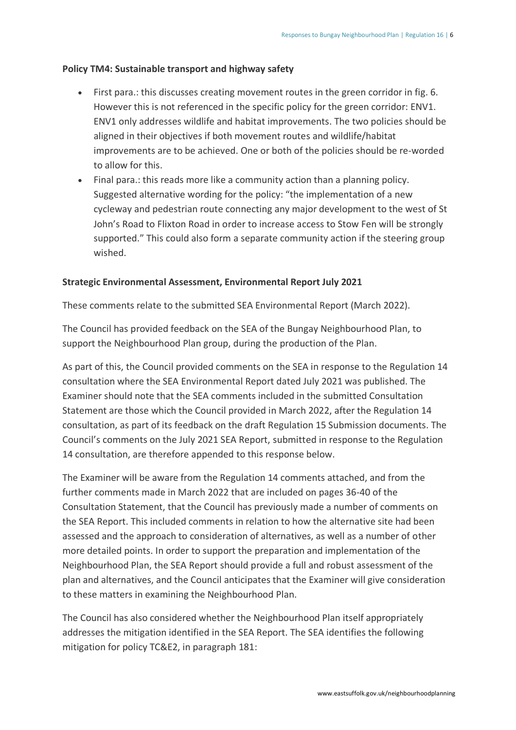**Policy TM4: Sustainable transport and highway safety**

- First para.: this discusses creating movement routes in the green corridor in fig. 6. However this is not referenced in the specific policy for the green corridor: ENV1. ENV1 only addresses wildlife and habitat improvements. The two policies should be aligned in their objectives if both movement routes and wildlife/habitat improvements are to be achieved. One or both of the policies should be re-worded to allow for this.
- Final para.: this reads more like a community action than a planning policy. Suggested alternative wording for the policy: "the implementation of a new cycleway and pedestrian route connecting any major development to the west of St John's Road to Flixton Road in order to increase access to Stow Fen will be strongly supported." This could also form a separate community action if the steering group wished.

**Strategic Environmental Assessment, Environmental Report July 2021**

These comments relate to the submitted SEA Environmental Report (March 2022).

The Council has provided feedback on the SEA of the Bungay Neighbourhood Plan, to support the Neighbourhood Plan group, during the production of the Plan.

As part of this, the Council provided comments on the SEA in response to the Regulation 14 consultation where the SEA Environmental Report dated July 2021 was published. The Examiner should note that the SEA comments included in the submitted Consultation Statement are those which the Council provided in March 2022, after the Regulation 14 consultation, as part of its feedback on the draft Regulation 15 Submission documents. The Council's comments on the July 2021 SEA Report, submitted in response to the Regulation 14 consultation, are therefore appended to this response below.

The Examiner will be aware from the Regulation 14 comments attached, and from the further comments made in March 2022 that are included on pages 36-40 of the Consultation Statement, that the Council has previously made a number of comments on the SEA Report. This included comments in relation to how the alternative site had been assessed and the approach to consideration of alternatives, as well as a number of other more detailed points. In order to support the preparation and implementation of the Neighbourhood Plan, the SEA Report should provide a full and robust assessment of the plan and alternatives, and the Council anticipates that the Examiner will give consideration to these matters in examining the Neighbourhood Plan.

The Council has also considered whether the Neighbourhood Plan itself appropriately addresses the mitigation identified in the SEA Report. The SEA identifies the following mitigation for policy TC&E2, in paragraph 181: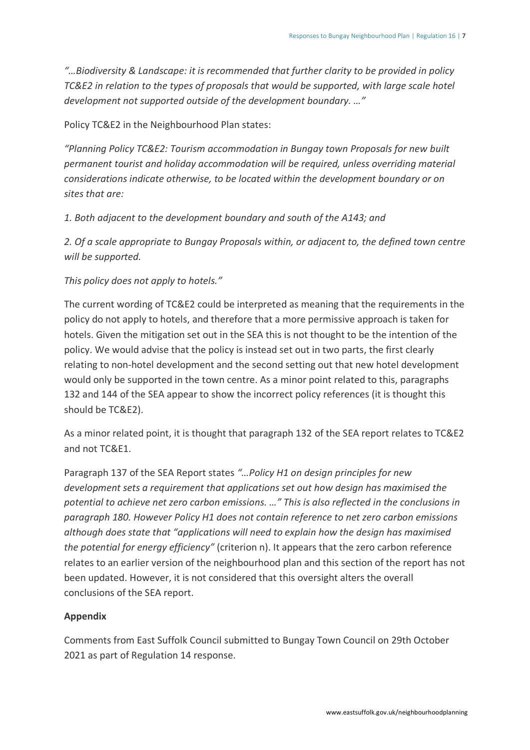*"…Biodiversity & Landscape: it is recommended that further clarity to be provided in policy TC&E2 in relation to the types of proposals that would be supported, with large scale hotel development not supported outside of the development boundary. …"*

Policy TC&E2 in the Neighbourhood Plan states:

*"Planning Policy TC&E2: Tourism accommodation in Bungay town Proposals for new built permanent tourist and holiday accommodation will be required, unless overriding material considerations indicate otherwise, to be located within the development boundary or on sites that are:*

*1. Both adjacent to the development boundary and south of the A143; and*

*2. Of a scale appropriate to Bungay Proposals within, or adjacent to, the defined town centre will be supported.*

*This policy does not apply to hotels."*

The current wording of TC&E2 could be interpreted as meaning that the requirements in the policy do not apply to hotels, and therefore that a more permissive approach is taken for hotels. Given the mitigation set out in the SEA this is not thought to be the intention of the policy. We would advise that the policy is instead set out in two parts, the first clearly relating to non-hotel development and the second setting out that new hotel development would only be supported in the town centre. As a minor point related to this, paragraphs 132 and 144 of the SEA appear to show the incorrect policy references (it is thought this should be TC&E2).

As a minor related point, it is thought that paragraph 132 of the SEA report relates to TC&E2 and not TC&E1.

Paragraph 137 of the SEA Report states *"…Policy H1 on design principles for new development sets a requirement that applications set out how design has maximised the potential to achieve net zero carbon emissions. …" This is also reflected in the conclusions in paragraph 180. However Policy H1 does not contain reference to net zero carbon emissions although does state that "applications will need to explain how the design has maximised the potential for energy efficiency"* (criterion n). It appears that the zero carbon reference relates to an earlier version of the neighbourhood plan and this section of the report has not been updated. However, it is not considered that this oversight alters the overall conclusions of the SEA report.

**Appendix**

Comments from East Suffolk Council submitted to Bungay Town Council on 29th October 2021 as part of Regulation 14 response.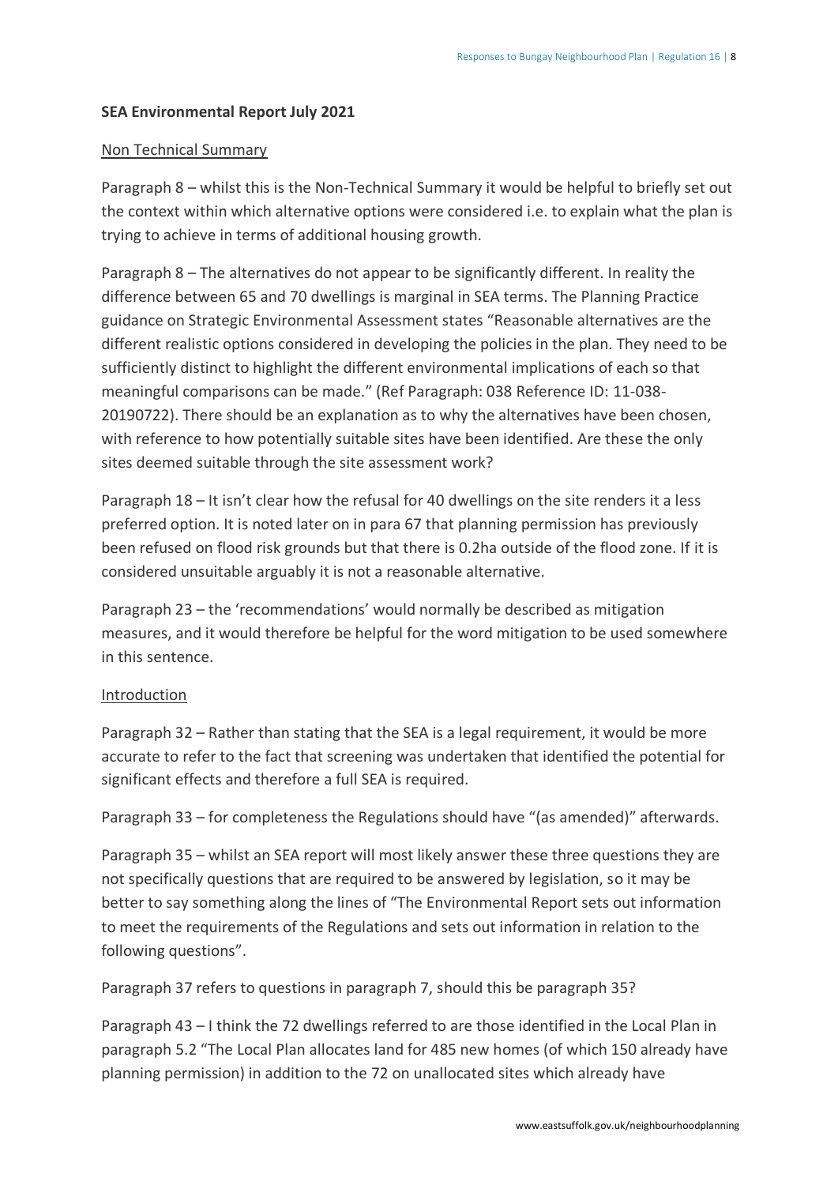**SEA Environmental Report July 2021**

Non Technical Summary

Paragraph 8 – whilst this is the Non-Technical Summary it would be helpful to briefly set out the context within which alternative options were considered i.e. to explain what the plan is trying to achieve in terms of additional housing growth.

Paragraph 8 – The alternatives do not appear to be significantly different. In reality the difference between 65 and 70 dwellings is marginal in SEA terms. The Planning Practice guidance on Strategic Environmental Assessment states "Reasonable alternatives are the different realistic options considered in developing the policies in the plan. They need to be sufficiently distinct to highlight the different environmental implications of each so that meaningful comparisons can be made." (Ref Paragraph: 038 Reference ID: 11-038-20190722). There should be an explanation as to why the alternatives have been chosen, with reference to how potentially suitable sites have been identified. Are these the only sites deemed suitable through the site assessment work?

Paragraph 18 – It isn't clear how the refusal for 40 dwellings on the site renders it a less preferred option. It is noted later on in para 67 that planning permission has previously been refused on flood risk grounds but that there is 0.2ha outside of the flood zone. If it is considered unsuitable arguably it is not a reasonable alternative.

Paragraph 23 – the 'recommendations' would normally be described as mitigation measures, and it would therefore be helpful for the word mitigation to be used somewhere in this sentence.

Introduction

Paragraph 32 – Rather than stating that the SEA is a legal requirement, it would be more accurate to refer to the fact that screening was undertaken that identified the potential for significant effects and therefore a full SEA is required.

Paragraph 33 – for completeness the Regulations should have "(as amended)" afterwards.

Paragraph 35 – whilst an SEA report will most likely answer these three questions they are not specifically questions that are required to be answered by legislation, so it may be better to say something along the lines of "The Environmental Report sets out information to meet the requirements of the Regulations and sets out information in relation to the following questions".

Paragraph 37 refers to questions in paragraph 7, should this be paragraph 35?

Paragraph 43 – I think the 72 dwellings referred to are those identified in the Local Plan in paragraph 5.2 "The Local Plan allocates land for 485 new homes (of which 150 already have planning permission) in addition to the 72 on unallocated sites which already have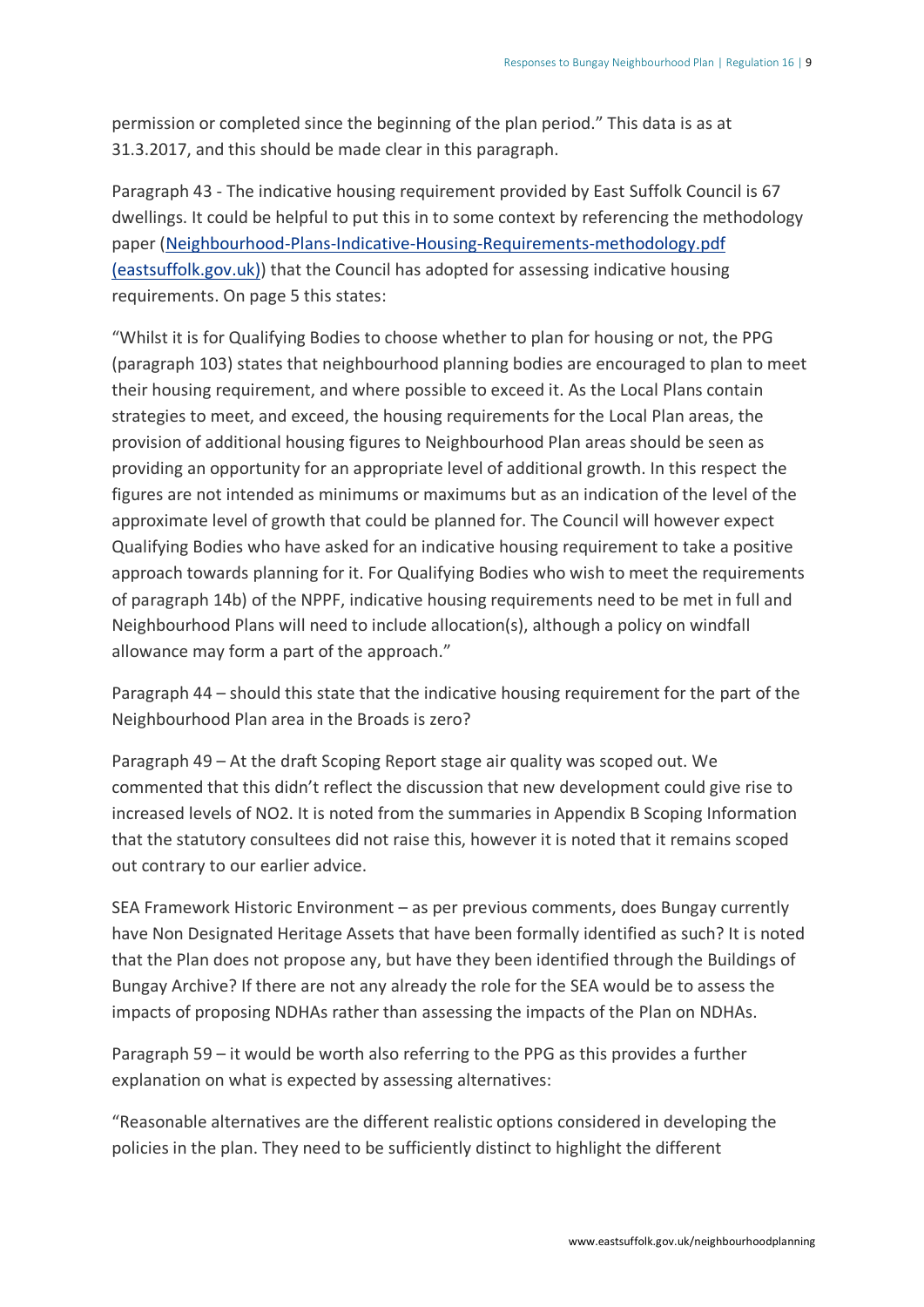permission or completed since the beginning of the plan period." This data is as at 31.3.2017, and this should be made clear in this paragraph.

Paragraph 43 - The indicative housing requirement provided by East Suffolk Council is 67 dwellings. It could be helpful to put this in to some context by referencing the methodology paper ([Neighbourhood-Plans-Indicative-Housing-Requirements-methodology.pdf (eastsuffolk.gov.uk)]) that the Council has adopted for assessing indicative housing requirements. On page 5 this states:

"Whilst it is for Qualifying Bodies to choose whether to plan for housing or not, the PPG (paragraph 103) states that neighbourhood planning bodies are encouraged to plan to meet their housing requirement, and where possible to exceed it. As the Local Plans contain strategies to meet, and exceed, the housing requirements for the Local Plan areas, the provision of additional housing figures to Neighbourhood Plan areas should be seen as providing an opportunity for an appropriate level of additional growth. In this respect the figures are not intended as minimums or maximums but as an indication of the level of the approximate level of growth that could be planned for. The Council will however expect Qualifying Bodies who have asked for an indicative housing requirement to take a positive approach towards planning for it. For Qualifying Bodies who wish to meet the requirements of paragraph 14b) of the NPPF, indicative housing requirements need to be met in full and Neighbourhood Plans will need to include allocation(s), although a policy on windfall allowance may form a part of the approach."

Paragraph 44 – should this state that the indicative housing requirement for the part of the Neighbourhood Plan area in the Broads is zero?

Paragraph 49 – At the draft Scoping Report stage air quality was scoped out. We commented that this didn't reflect the discussion that new development could give rise to increased levels of $NO_2$. It is noted from the summaries in Appendix B Scoping Information that the statutory consultees did not raise this, however it is noted that it remains scoped out contrary to our earlier advice.

SEA Framework Historic Environment – as per previous comments, does Bungay currently have Non Designated Heritage Assets that have been formally identified as such? It is noted that the Plan does not propose any, but have they been identified through the Buildings of Bungay Archive? If there are not any already the role for the SEA would be to assess the impacts of proposing NDHAs rather than assessing the impacts of the Plan on NDHAs.

Paragraph 59 – it would be worth also referring to the PPG as this provides a further explanation on what is expected by assessing alternatives:

"Reasonable alternatives are the different realistic options considered in developing the policies in the plan. They need to be sufficiently distinct to highlight the different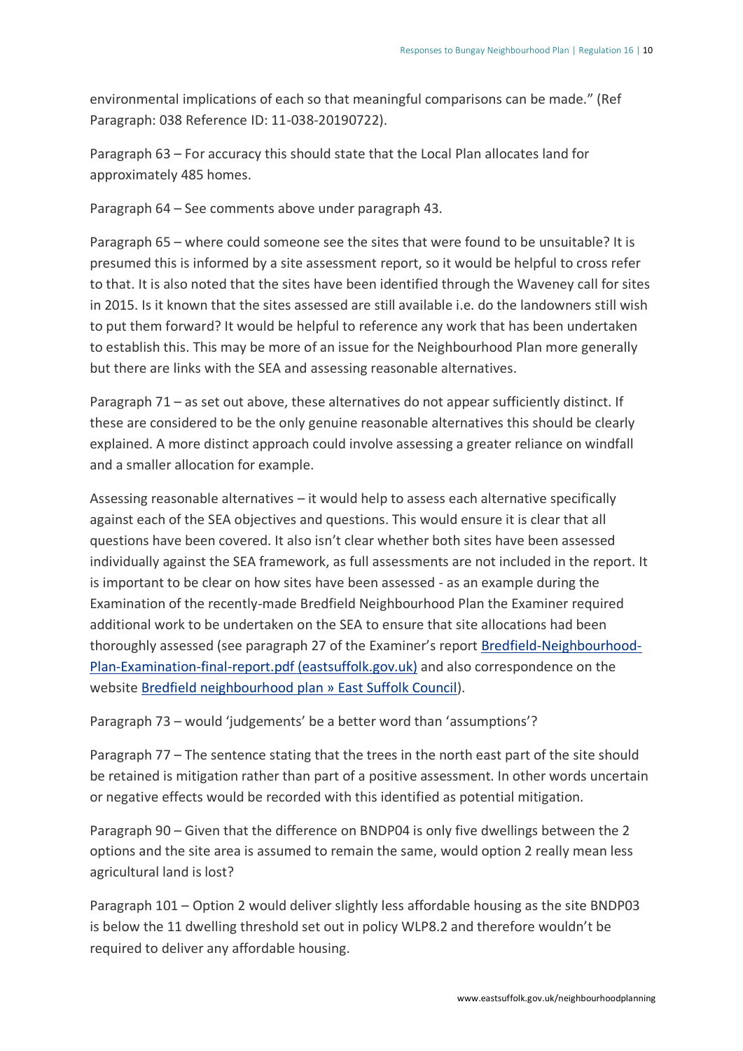environmental implications of each so that meaningful comparisons can be made." (Ref Paragraph: 038 Reference ID: 11-038-20190722).

Paragraph 63 – For accuracy this should state that the Local Plan allocates land for approximately 485 homes.

Paragraph 64 – See comments above under paragraph 43.

Paragraph 65 – where could someone see the sites that were found to be unsuitable? It is presumed this is informed by a site assessment report, so it would be helpful to cross refer to that. It is also noted that the sites have been identified through the Waveney call for sites in 2015. Is it known that the sites assessed are still available i.e. do the landowners still wish to put them forward? It would be helpful to reference any work that has been undertaken to establish this. This may be more of an issue for the Neighbourhood Plan more generally but there are links with the SEA and assessing reasonable alternatives.

Paragraph 71 – as set out above, these alternatives do not appear sufficiently distinct. If these are considered to be the only genuine reasonable alternatives this should be clearly explained. A more distinct approach could involve assessing a greater reliance on windfall and a smaller allocation for example.

Assessing reasonable alternatives – it would help to assess each alternative specifically against each of the SEA objectives and questions. This would ensure it is clear that all questions have been covered. It also isn't clear whether both sites have been assessed individually against the SEA framework, as full assessments are not included in the report. It is important to be clear on how sites have been assessed - as an example during the Examination of the recently-made Bredfield Neighbourhood Plan the Examiner required additional work to be undertaken on the SEA to ensure that site allocations had been thoroughly assessed (see paragraph 27 of the Examiner's report [Bredfield-Neighbourhood-Plan-Examination-final-report.pdf (eastsuffolk.gov.uk)] and also correspondence on the website [Bredfield neighbourhood plan » East Suffolk Council]).

Paragraph 73 – would 'judgements' be a better word than 'assumptions'?

Paragraph 77 – The sentence stating that the trees in the north east part of the site should be retained is mitigation rather than part of a positive assessment. In other words uncertain or negative effects would be recorded with this identified as potential mitigation.

Paragraph 90 – Given that the difference on BNDP04 is only five dwellings between the 2 options and the site area is assumed to remain the same, would option 2 really mean less agricultural land is lost?

Paragraph 101 – Option 2 would deliver slightly less affordable housing as the site BNDP03 is below the 11 dwelling threshold set out in policy WLP8.2 and therefore wouldn't be required to deliver any affordable housing.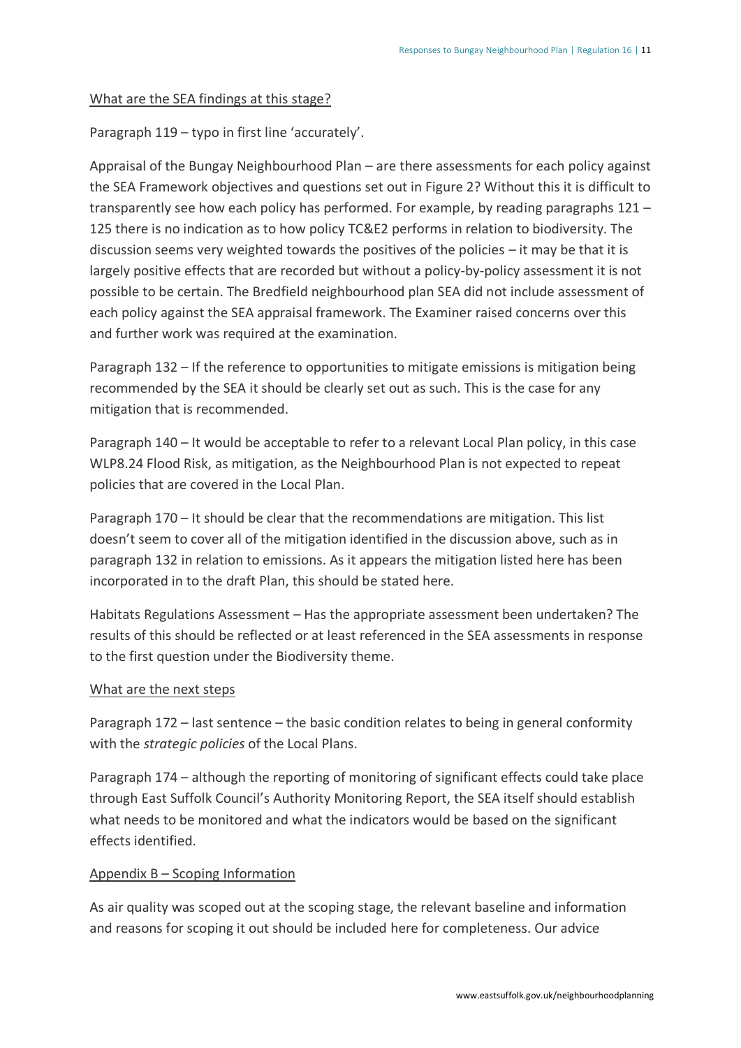What are the SEA findings at this stage?

Paragraph 119 – typo in first line 'accurately'.

Appraisal of the Bungay Neighbourhood Plan – are there assessments for each policy against the SEA Framework objectives and questions set out in Figure 2? Without this it is difficult to transparently see how each policy has performed. For example, by reading paragraphs 121 – 125 there is no indication as to how policy TC&E2 performs in relation to biodiversity. The discussion seems very weighted towards the positives of the policies – it may be that it is largely positive effects that are recorded but without a policy-by-policy assessment it is not possible to be certain. The Bredfield neighbourhood plan SEA did not include assessment of each policy against the SEA appraisal framework. The Examiner raised concerns over this and further work was required at the examination.

Paragraph 132 – If the reference to opportunities to mitigate emissions is mitigation being recommended by the SEA it should be clearly set out as such. This is the case for any mitigation that is recommended.

Paragraph 140 – It would be acceptable to refer to a relevant Local Plan policy, in this case WLP8.24 Flood Risk, as mitigation, as the Neighbourhood Plan is not expected to repeat policies that are covered in the Local Plan.

Paragraph 170 – It should be clear that the recommendations are mitigation. This list doesn't seem to cover all of the mitigation identified in the discussion above, such as in paragraph 132 in relation to emissions. As it appears the mitigation listed here has been incorporated in to the draft Plan, this should be stated here.

Habitats Regulations Assessment – Has the appropriate assessment been undertaken? The results of this should be reflected or at least referenced in the SEA assessments in response to the first question under the Biodiversity theme.

What are the next steps

Paragraph 172 – last sentence – the basic condition relates to being in general conformity with the *strategic policies* of the Local Plans.

Paragraph 174 – although the reporting of monitoring of significant effects could take place through East Suffolk Council's Authority Monitoring Report, the SEA itself should establish what needs to be monitored and what the indicators would be based on the significant effects identified.

Appendix B – Scoping Information

As air quality was scoped out at the scoping stage, the relevant baseline and information and reasons for scoping it out should be included here for completeness. Our advice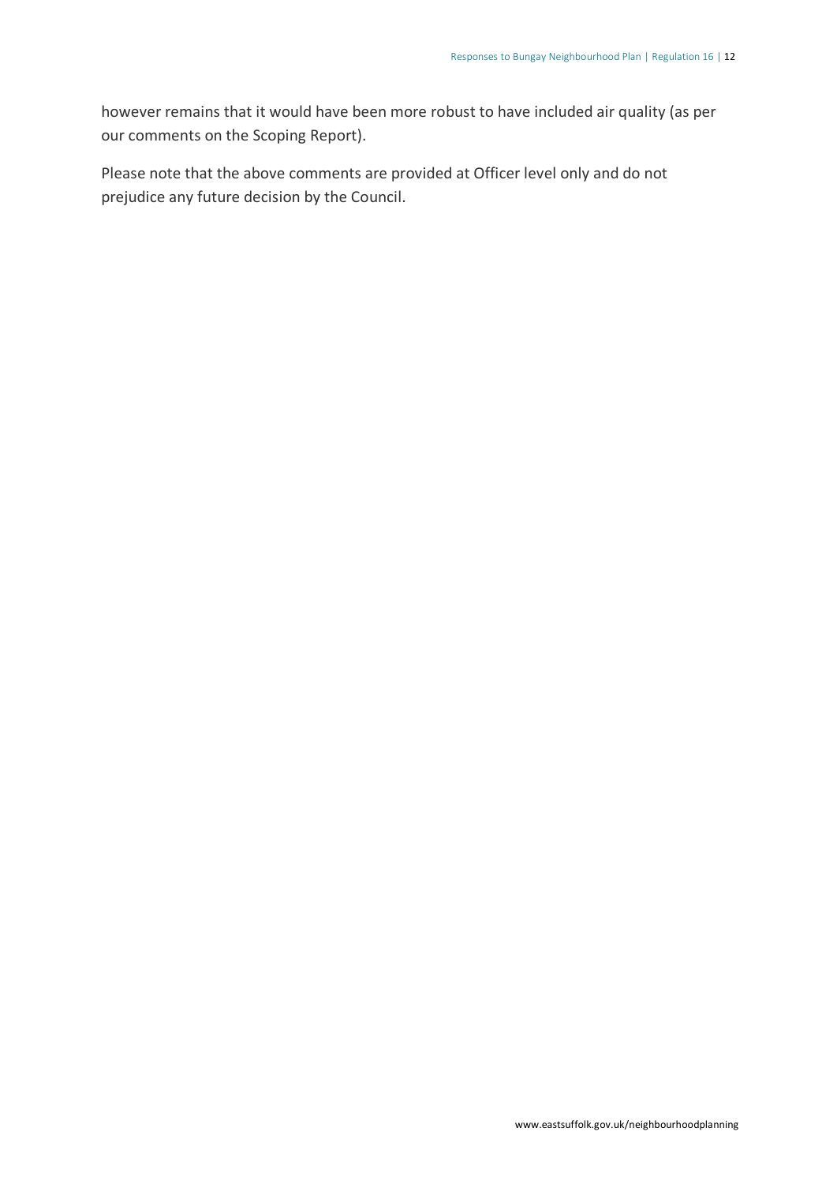however remains that it would have been more robust to have included air quality (as per our comments on the Scoping Report).

Please note that the above comments are provided at Officer level only and do not prejudice any future decision by the Council.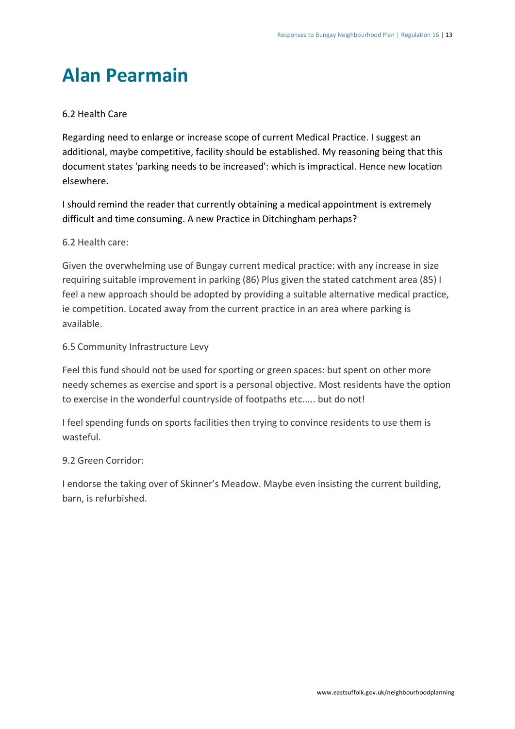# Alan Pearmain

6.2 Health Care

Regarding need to enlarge or increase scope of current Medical Practice. I suggest an additional, maybe competitive, facility should be established. My reasoning being that this document states 'parking needs to be increased': which is impractical. Hence new location elsewhere.

I should remind the reader that currently obtaining a medical appointment is extremely difficult and time consuming. A new Practice in Ditchingham perhaps?

6.2 Health care:

Given the overwhelming use of Bungay current medical practice: with any increase in size requiring suitable improvement in parking (86) Plus given the stated catchment area (85) I feel a new approach should be adopted by providing a suitable alternative medical practice, ie competition. Located away from the current practice in an area where parking is available.

6.5 Community Infrastructure Levy

Feel this fund should not be used for sporting or green spaces: but spent on other more needy schemes as exercise and sport is a personal objective. Most residents have the option to exercise in the wonderful countryside of footpaths etc..... but do not!

I feel spending funds on sports facilities then trying to convince residents to use them is wasteful.

9.2 Green Corridor:

I endorse the taking over of Skinner's Meadow. Maybe even insisting the current building, barn, is refurbished.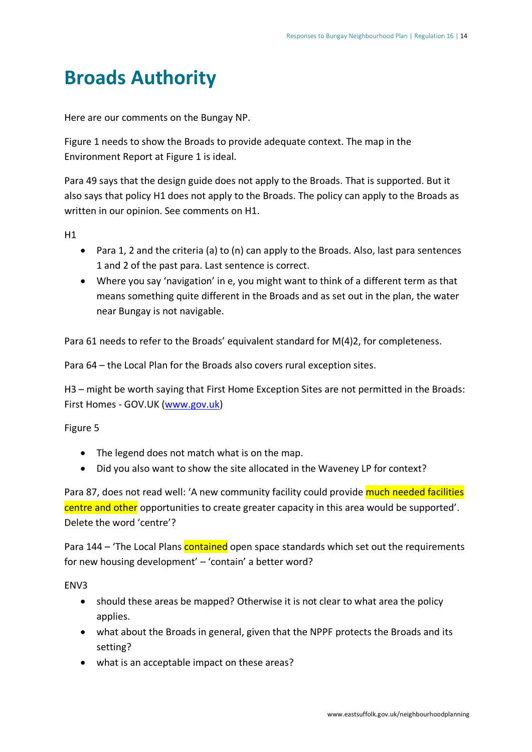# Broads Authority

Here are our comments on the Bungay NP.

Figure 1 needs to show the Broads to provide adequate context. The map in the Environment Report at Figure 1 is ideal.

Para 49 says that the design guide does not apply to the Broads. That is supported. But it also says that policy H1 does not apply to the Broads. The policy can apply to the Broads as written in our opinion. See comments on H1.

H1

- Para 1, 2 and the criteria (a) to (n) can apply to the Broads. Also, last para sentences 1 and 2 of the past para. Last sentence is correct.
- Where you say 'navigation' in e, you might want to think of a different term as that means something quite different in the Broads and as set out in the plan, the water near Bungay is not navigable.

Para 61 needs to refer to the Broads' equivalent standard for M(4)2, for completeness.

Para 64 – the Local Plan for the Broads also covers rural exception sites.

H3 – might be worth saying that First Home Exception Sites are not permitted in the Broads: First Homes - GOV.UK (www.gov.uk)

Figure 5

- The legend does not match what is on the map.
- Did you also want to show the site allocated in the Waveney LP for context?

Para 87, does not read well: 'A new community facility could provide much needed facilities centre and other opportunities to create greater capacity in this area would be supported'. Delete the word 'centre'?

Para 144 – 'The Local Plans contained open space standards which set out the requirements for new housing development' – 'contain' a better word?

ENV3

- should these areas be mapped? Otherwise it is not clear to what area the policy applies.
- what about the Broads in general, given that the NPPF protects the Broads and its setting?
- what is an acceptable impact on these areas?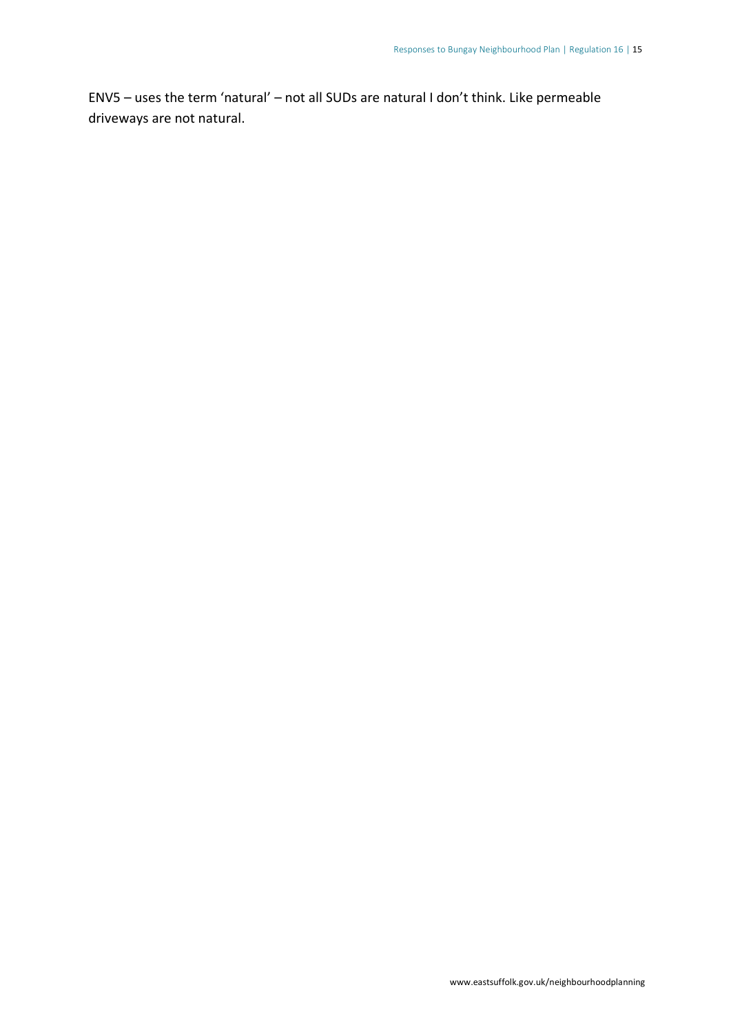ENV5 – uses the term 'natural' – not all SUDs are natural I don't think. Like permeable driveways are not natural.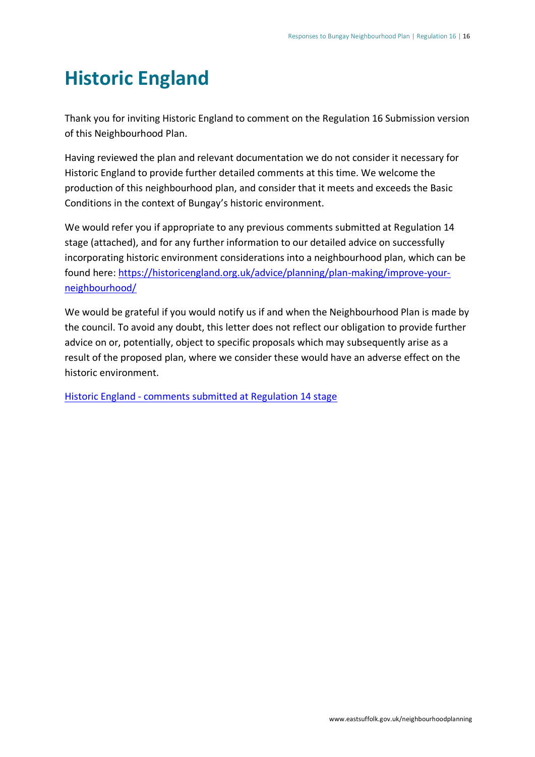# Historic England

Thank you for inviting Historic England to comment on the Regulation 16 Submission version of this Neighbourhood Plan.

Having reviewed the plan and relevant documentation we do not consider it necessary for Historic England to provide further detailed comments at this time. We welcome the production of this neighbourhood plan, and consider that it meets and exceeds the Basic Conditions in the context of Bungay's historic environment.

We would refer you if appropriate to any previous comments submitted at Regulation 14 stage (attached), and for any further information to our detailed advice on successfully incorporating historic environment considerations into a neighbourhood plan, which can be found here: [https://historicengland.org.uk/advice/planning/plan-making/improve-your-neighbourhood/](https://historicengland.org.uk/advice/planning/plan-making/improve-your-neighbourhood/)

We would be grateful if you would notify us if and when the Neighbourhood Plan is made by the council. To avoid any doubt, this letter does not reflect our obligation to provide further advice on or, potentially, object to specific proposals which may subsequently arise as a result of the proposed plan, where we consider these would have an adverse effect on the historic environment.

Historic England - comments submitted at Regulation 14 stage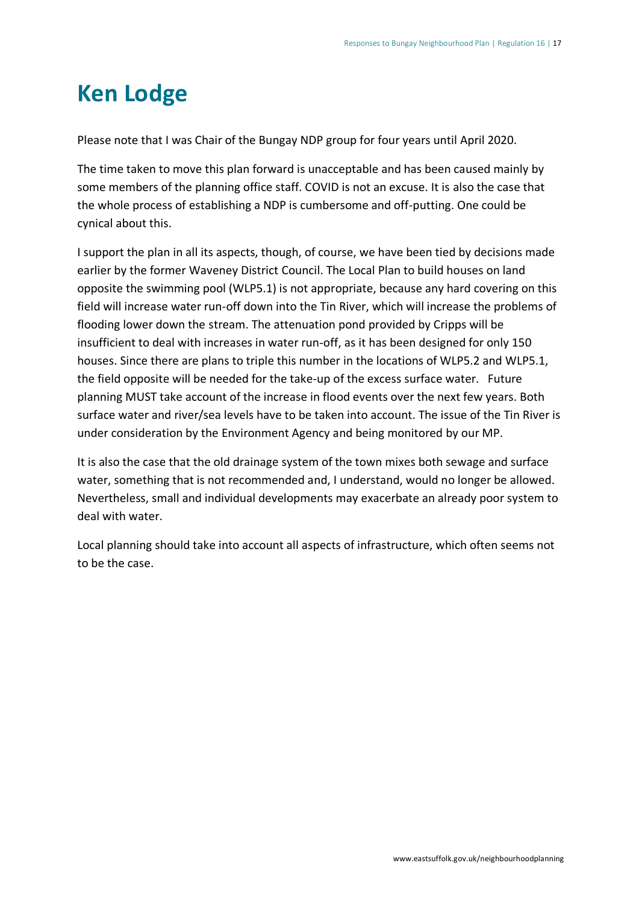# Ken Lodge

Please note that I was Chair of the Bungay NDP group for four years until April 2020.

The time taken to move this plan forward is unacceptable and has been caused mainly by some members of the planning office staff. COVID is not an excuse. It is also the case that the whole process of establishing a NDP is cumbersome and off-putting. One could be cynical about this.

I support the plan in all its aspects, though, of course, we have been tied by decisions made earlier by the former Waveney District Council. The Local Plan to build houses on land opposite the swimming pool (WLP5.1) is not appropriate, because any hard covering on this field will increase water run-off down into the Tin River, which will increase the problems of flooding lower down the stream. The attenuation pond provided by Cripps will be insufficient to deal with increases in water run-off, as it has been designed for only 150 houses. Since there are plans to triple this number in the locations of WLP5.2 and WLP5.1, the field opposite will be needed for the take-up of the excess surface water. Future planning MUST take account of the increase in flood events over the next few years. Both surface water and river/sea levels have to be taken into account. The issue of the Tin River is under consideration by the Environment Agency and being monitored by our MP.

It is also the case that the old drainage system of the town mixes both sewage and surface water, something that is not recommended and, I understand, would no longer be allowed. Nevertheless, small and individual developments may exacerbate an already poor system to deal with water.

Local planning should take into account all aspects of infrastructure, which often seems not to be the case.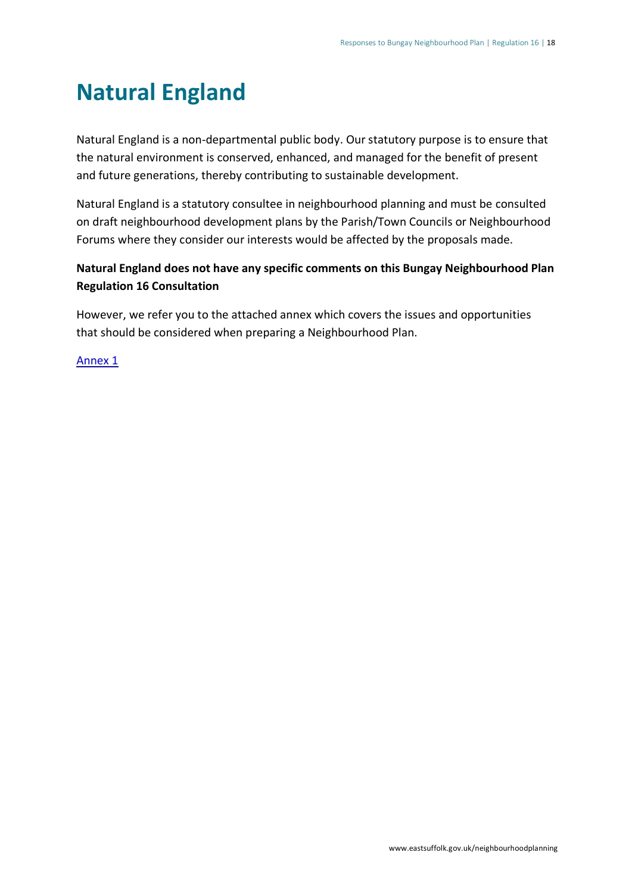# Natural England

Natural England is a non-departmental public body. Our statutory purpose is to ensure that the natural environment is conserved, enhanced, and managed for the benefit of present and future generations, thereby contributing to sustainable development.

Natural England is a statutory consultee in neighbourhood planning and must be consulted on draft neighbourhood development plans by the Parish/Town Councils or Neighbourhood Forums where they consider our interests would be affected by the proposals made.

**Natural England does not have any specific comments on this Bungay Neighbourhood Plan Regulation 16 Consultation**

However, we refer you to the attached annex which covers the issues and opportunities that should be considered when preparing a Neighbourhood Plan.

Annex 1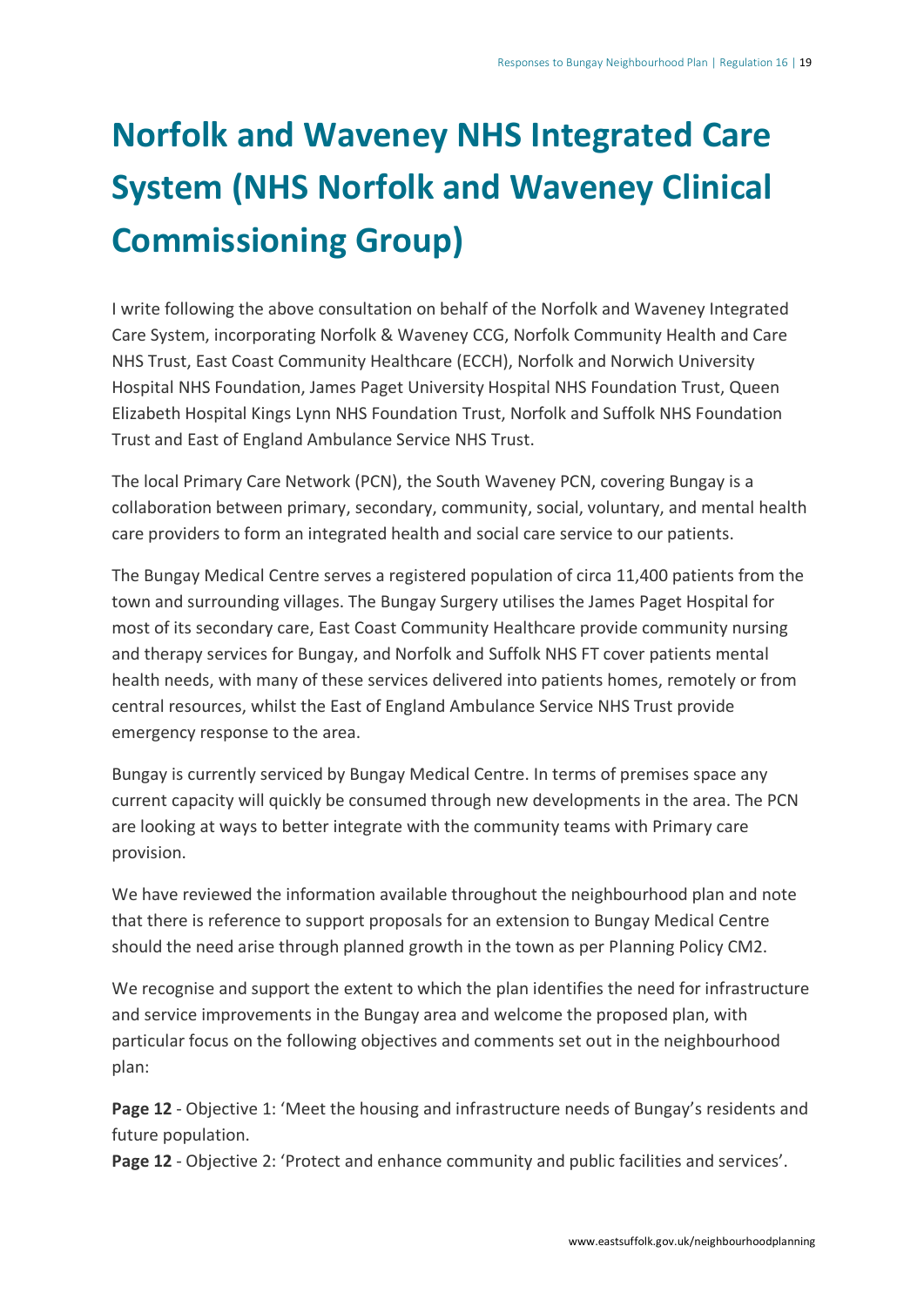# Norfolk and Waveney NHS Integrated Care System (NHS Norfolk and Waveney Clinical Commissioning Group)

I write following the above consultation on behalf of the Norfolk and Waveney Integrated Care System, incorporating Norfolk & Waveney CCG, Norfolk Community Health and Care NHS Trust, East Coast Community Healthcare (ECCH), Norfolk and Norwich University Hospital NHS Foundation, James Paget University Hospital NHS Foundation Trust, Queen Elizabeth Hospital Kings Lynn NHS Foundation Trust, Norfolk and Suffolk NHS Foundation Trust and East of England Ambulance Service NHS Trust.

The local Primary Care Network (PCN), the South Waveney PCN, covering Bungay is a collaboration between primary, secondary, community, social, voluntary, and mental health care providers to form an integrated health and social care service to our patients.

The Bungay Medical Centre serves a registered population of circa 11,400 patients from the town and surrounding villages. The Bungay Surgery utilises the James Paget Hospital for most of its secondary care, East Coast Community Healthcare provide community nursing and therapy services for Bungay, and Norfolk and Suffolk NHS FT cover patients mental health needs, with many of these services delivered into patients homes, remotely or from central resources, whilst the East of England Ambulance Service NHS Trust provide emergency response to the area.

Bungay is currently serviced by Bungay Medical Centre. In terms of premises space any current capacity will quickly be consumed through new developments in the area. The PCN are looking at ways to better integrate with the community teams with Primary care provision.

We have reviewed the information available throughout the neighbourhood plan and note that there is reference to support proposals for an extension to Bungay Medical Centre should the need arise through planned growth in the town as per Planning Policy CM2.

We recognise and support the extent to which the plan identifies the need for infrastructure and service improvements in the Bungay area and welcome the proposed plan, with particular focus on the following objectives and comments set out in the neighbourhood plan:

**Page 12** - Objective 1: 'Meet the housing and infrastructure needs of Bungay's residents and future population.
**Page 12** - Objective 2: 'Protect and enhance community and public facilities and services'.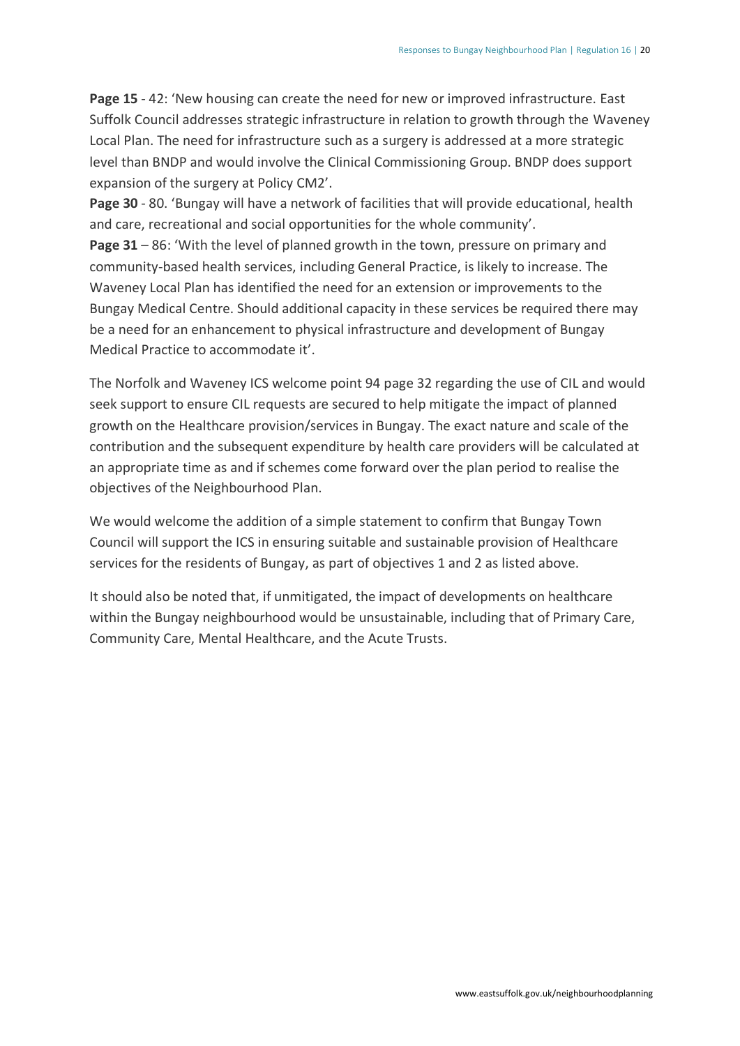**Page 15** - 42: 'New housing can create the need for new or improved infrastructure. East Suffolk Council addresses strategic infrastructure in relation to growth through the Waveney Local Plan. The need for infrastructure such as a surgery is addressed at a more strategic level than BNDP and would involve the Clinical Commissioning Group. BNDP does support expansion of the surgery at Policy CM2'.

**Page 30** - 80. 'Bungay will have a network of facilities that will provide educational, health and care, recreational and social opportunities for the whole community'.

**Page 31** – 86: 'With the level of planned growth in the town, pressure on primary and community-based health services, including General Practice, is likely to increase. The Waveney Local Plan has identified the need for an extension or improvements to the Bungay Medical Centre. Should additional capacity in these services be required there may be a need for an enhancement to physical infrastructure and development of Bungay Medical Practice to accommodate it'.

The Norfolk and Waveney ICS welcome point 94 page 32 regarding the use of CIL and would seek support to ensure CIL requests are secured to help mitigate the impact of planned growth on the Healthcare provision/services in Bungay. The exact nature and scale of the contribution and the subsequent expenditure by health care providers will be calculated at an appropriate time as and if schemes come forward over the plan period to realise the objectives of the Neighbourhood Plan.

We would welcome the addition of a simple statement to confirm that Bungay Town Council will support the ICS in ensuring suitable and sustainable provision of Healthcare services for the residents of Bungay, as part of objectives 1 and 2 as listed above.

It should also be noted that, if unmitigated, the impact of developments on healthcare within the Bungay neighbourhood would be unsustainable, including that of Primary Care, Community Care, Mental Healthcare, and the Acute Trusts.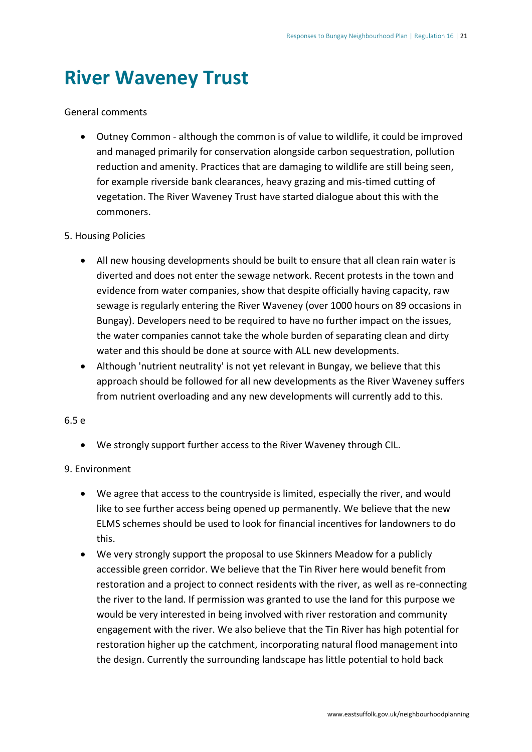# River Waveney Trust

General comments

- Outney Common - although the common is of value to wildlife, it could be improved and managed primarily for conservation alongside carbon sequestration, pollution reduction and amenity. Practices that are damaging to wildlife are still being seen, for example riverside bank clearances, heavy grazing and mis-timed cutting of vegetation. The River Waveney Trust have started dialogue about this with the commoners.

5. Housing Policies

- All new housing developments should be built to ensure that all clean rain water is diverted and does not enter the sewage network. Recent protests in the town and evidence from water companies, show that despite officially having capacity, raw sewage is regularly entering the River Waveney (over 1000 hours on 89 occasions in Bungay). Developers need to be required to have no further impact on the issues, the water companies cannot take the whole burden of separating clean and dirty water and this should be done at source with ALL new developments.
- Although 'nutrient neutrality' is not yet relevant in Bungay, we believe that this approach should be followed for all new developments as the River Waveney suffers from nutrient overloading and any new developments will currently add to this.

6.5 e

- We strongly support further access to the River Waveney through CIL.

9. Environment

- We agree that access to the countryside is limited, especially the river, and would like to see further access being opened up permanently. We believe that the new ELMS schemes should be used to look for financial incentives for landowners to do this.
- We very strongly support the proposal to use Skinners Meadow for a publicly accessible green corridor. We believe that the Tin River here would benefit from restoration and a project to connect residents with the river, as well as re-connecting the river to the land. If permission was granted to use the land for this purpose we would be very interested in being involved with river restoration and community engagement with the river. We also believe that the Tin River has high potential for restoration higher up the catchment, incorporating natural flood management into the design. Currently the surrounding landscape has little potential to hold back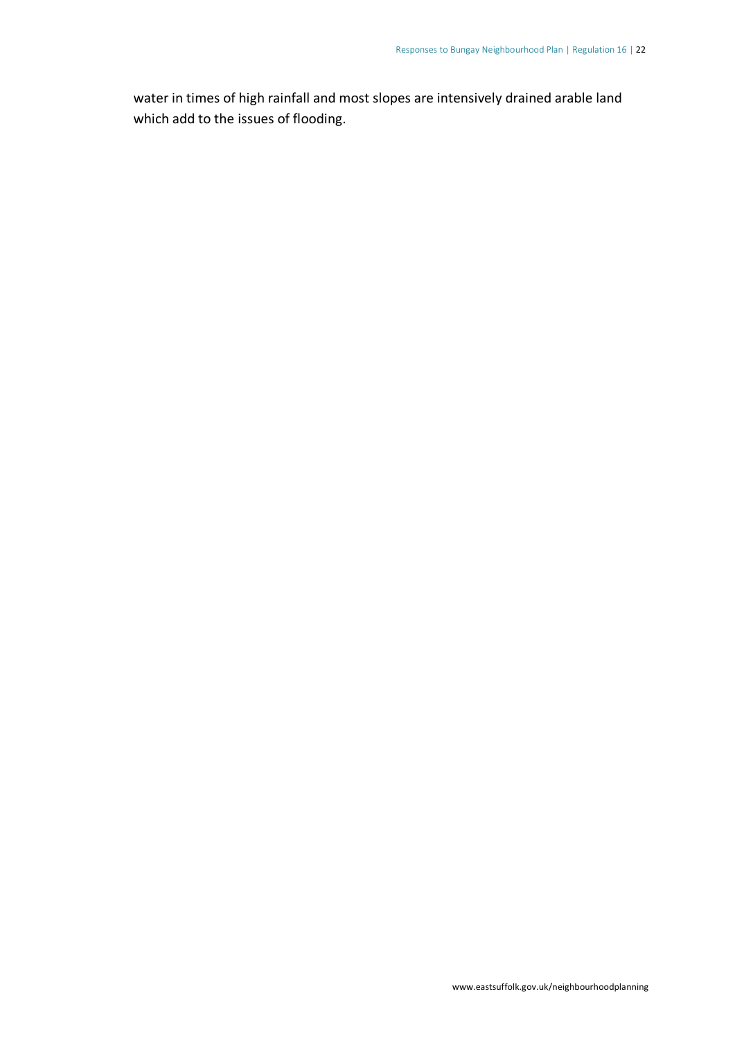water in times of high rainfall and most slopes are intensively drained arable land which add to the issues of flooding.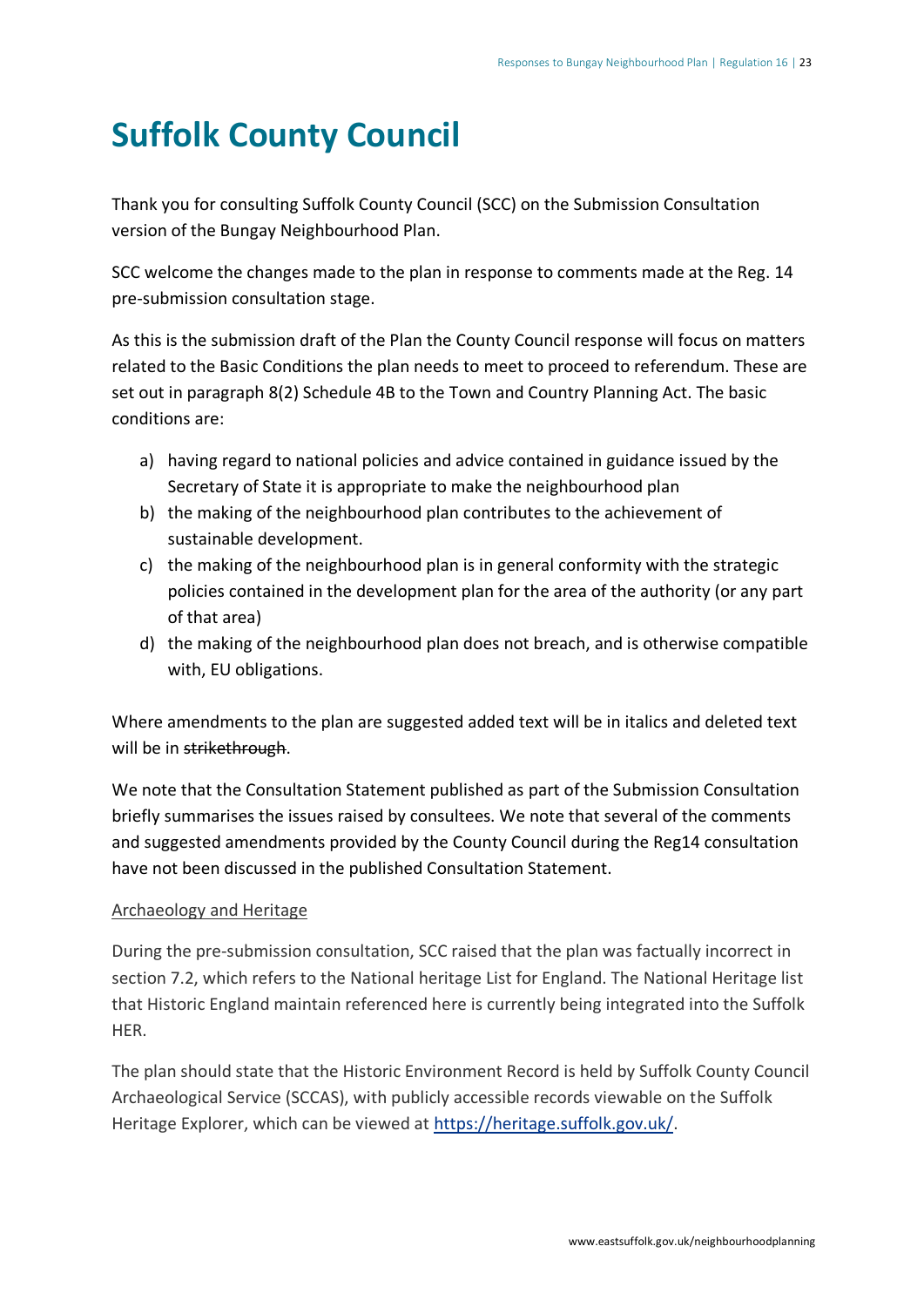# Suffolk County Council

Thank you for consulting Suffolk County Council (SCC) on the Submission Consultation version of the Bungay Neighbourhood Plan.

SCC welcome the changes made to the plan in response to comments made at the Reg. 14 pre-submission consultation stage.

As this is the submission draft of the Plan the County Council response will focus on matters related to the Basic Conditions the plan needs to meet to proceed to referendum. These are set out in paragraph 8(2) Schedule 4B to the Town and Country Planning Act. The basic conditions are:

a) having regard to national policies and advice contained in guidance issued by the Secretary of State it is appropriate to make the neighbourhood plan
b) the making of the neighbourhood plan contributes to the achievement of sustainable development.
c) the making of the neighbourhood plan is in general conformity with the strategic policies contained in the development plan for the area of the authority (or any part of that area)
d) the making of the neighbourhood plan does not breach, and is otherwise compatible with, EU obligations.

Where amendments to the plan are suggested added text will be in italics and deleted text will be in ~~strikethrough~~.

We note that the Consultation Statement published as part of the Submission Consultation briefly summarises the issues raised by consultees. We note that several of the comments and suggested amendments provided by the County Council during the Reg14 consultation have not been discussed in the published Consultation Statement.

<u>Archaeology and Heritage</u>

During the pre-submission consultation, SCC raised that the plan was factually incorrect in section 7.2, which refers to the National heritage List for England. The National Heritage list that Historic England maintain referenced here is currently being integrated into the Suffolk HER.

The plan should state that the Historic Environment Record is held by Suffolk County Council Archaeological Service (SCCAS), with publicly accessible records viewable on the Suffolk Heritage Explorer, which can be viewed at https://heritage.suffolk.gov.uk/.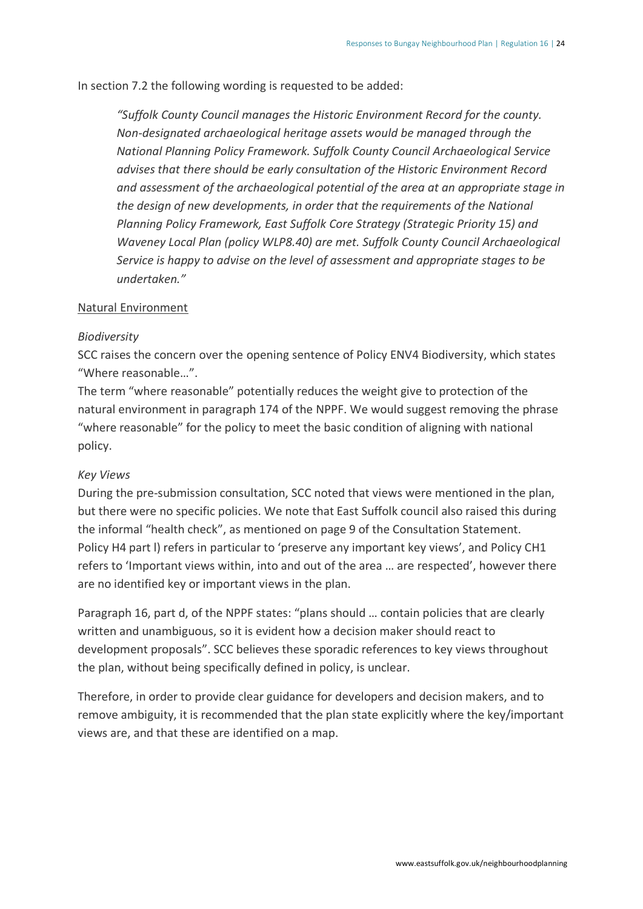In section 7.2 the following wording is requested to be added:

> *"Suffolk County Council manages the Historic Environment Record for the county. Non-designated archaeological heritage assets would be managed through the National Planning Policy Framework. Suffolk County Council Archaeological Service advises that there should be early consultation of the Historic Environment Record and assessment of the archaeological potential of the area at an appropriate stage in the design of new developments, in order that the requirements of the National Planning Policy Framework, East Suffolk Core Strategy (Strategic Priority 15) and Waveney Local Plan (policy WLP8.40) are met. Suffolk County Council Archaeological Service is happy to advise on the level of assessment and appropriate stages to be undertaken."*

<u>Natural Environment</u>

*Biodiversity*

SCC raises the concern over the opening sentence of Policy ENV4 Biodiversity, which states "Where reasonable…".

The term "where reasonable" potentially reduces the weight give to protection of the natural environment in paragraph 174 of the NPPF. We would suggest removing the phrase "where reasonable" for the policy to meet the basic condition of aligning with national policy.

*Key Views*

During the pre-submission consultation, SCC noted that views were mentioned in the plan, but there were no specific policies. We note that East Suffolk council also raised this during the informal "health check", as mentioned on page 9 of the Consultation Statement. Policy H4 part l) refers in particular to 'preserve any important key views', and Policy CH1 refers to 'Important views within, into and out of the area … are respected', however there are no identified key or important views in the plan.

Paragraph 16, part d, of the NPPF states: "plans should … contain policies that are clearly written and unambiguous, so it is evident how a decision maker should react to development proposals". SCC believes these sporadic references to key views throughout the plan, without being specifically defined in policy, is unclear.

Therefore, in order to provide clear guidance for developers and decision makers, and to remove ambiguity, it is recommended that the plan state explicitly where the key/important views are, and that these are identified on a map.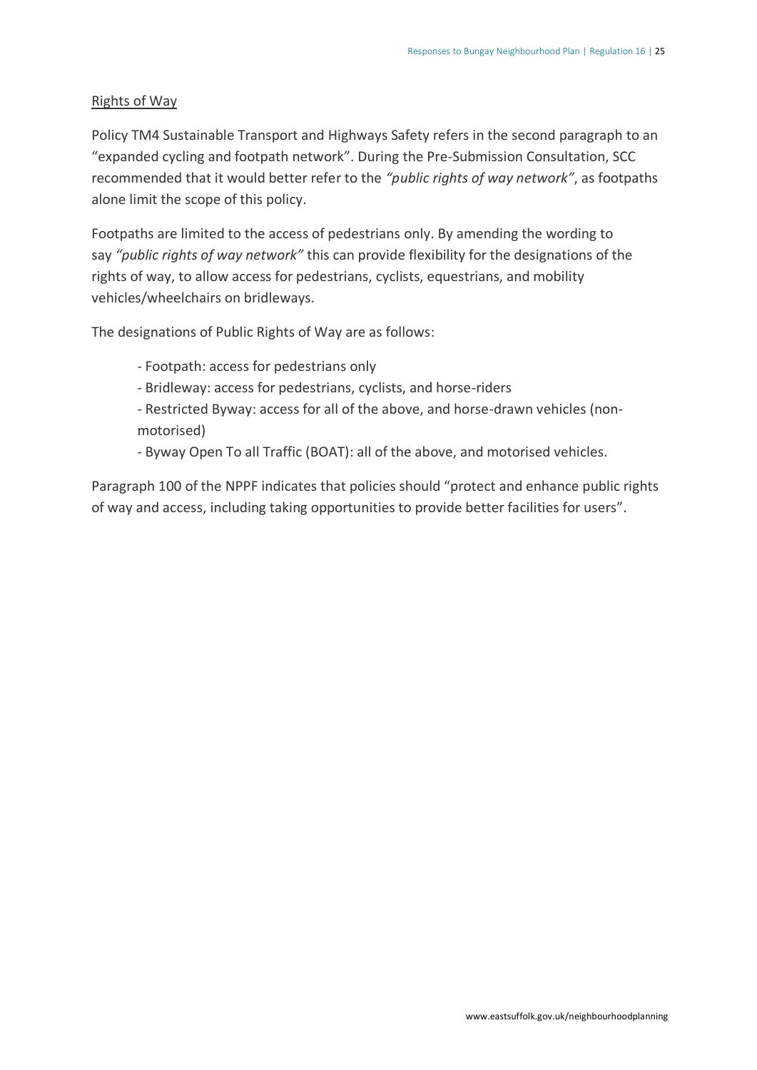Rights of Way

Policy TM4 Sustainable Transport and Highways Safety refers in the second paragraph to an "expanded cycling and footpath network". During the Pre-Submission Consultation, SCC recommended that it would better refer to the *"public rights of way network"*, as footpaths alone limit the scope of this policy.

Footpaths are limited to the access of pedestrians only. By amending the wording to say *"public rights of way network"* this can provide flexibility for the designations of the rights of way, to allow access for pedestrians, cyclists, equestrians, and mobility vehicles/wheelchairs on bridleways.

The designations of Public Rights of Way are as follows:

- Footpath: access for pedestrians only
- Bridleway: access for pedestrians, cyclists, and horse-riders
- Restricted Byway: access for all of the above, and horse-drawn vehicles (non-motorised)
- Byway Open To all Traffic (BOAT): all of the above, and motorised vehicles.

Paragraph 100 of the NPPF indicates that policies should "protect and enhance public rights of way and access, including taking opportunities to provide better facilities for users".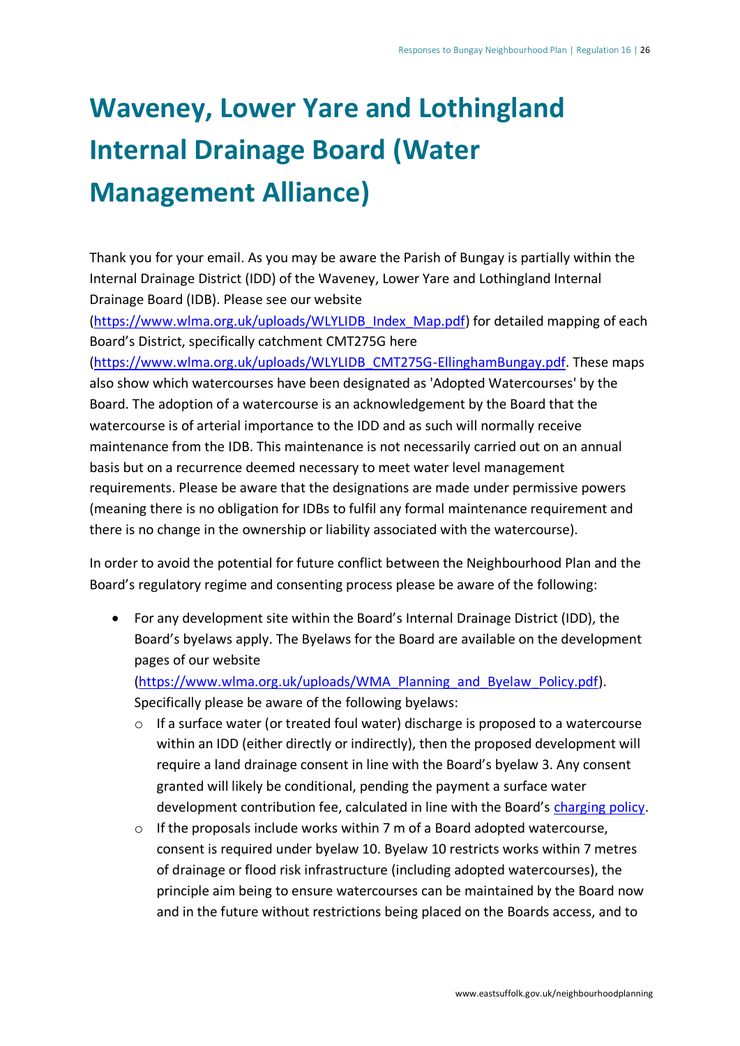# Waveney, Lower Yare and Lothingland Internal Drainage Board (Water Management Alliance)

Thank you for your email. As you may be aware the Parish of Bungay is partially within the Internal Drainage District (IDD) of the Waveney, Lower Yare and Lothingland Internal Drainage Board (IDB). Please see our website (https://www.wlma.org.uk/uploads/WLYLIDB_Index_Map.pdf) for detailed mapping of each Board's District, specifically catchment CMT275G here (https://www.wlma.org.uk/uploads/WLYLIDB_CMT275G-EllinghamBungay.pdf. These maps also show which watercourses have been designated as 'Adopted Watercourses' by the Board. The adoption of a watercourse is an acknowledgement by the Board that the watercourse is of arterial importance to the IDD and as such will normally receive maintenance from the IDB. This maintenance is not necessarily carried out on an annual basis but on a recurrence deemed necessary to meet water level management requirements. Please be aware that the designations are made under permissive powers (meaning there is no obligation for IDBs to fulfil any formal maintenance requirement and there is no change in the ownership or liability associated with the watercourse).

In order to avoid the potential for future conflict between the Neighbourhood Plan and the Board's regulatory regime and consenting process please be aware of the following:

- For any development site within the Board's Internal Drainage District (IDD), the Board's byelaws apply. The Byelaws for the Board are available on the development pages of our website (https://www.wlma.org.uk/uploads/WMA_Planning_and_Byelaw_Policy.pdf). Specifically please be aware of the following byelaws:
  - If a surface water (or treated foul water) discharge is proposed to a watercourse within an IDD (either directly or indirectly), then the proposed development will require a land drainage consent in line with the Board's byelaw 3. Any consent granted will likely be conditional, pending the payment a surface water development contribution fee, calculated in line with the Board's charging policy.
  - If the proposals include works within 7 m of a Board adopted watercourse, consent is required under byelaw 10. Byelaw 10 restricts works within 7 metres of drainage or flood risk infrastructure (including adopted watercourses), the principle aim being to ensure watercourses can be maintained by the Board now and in the future without restrictions being placed on the Boards access, and to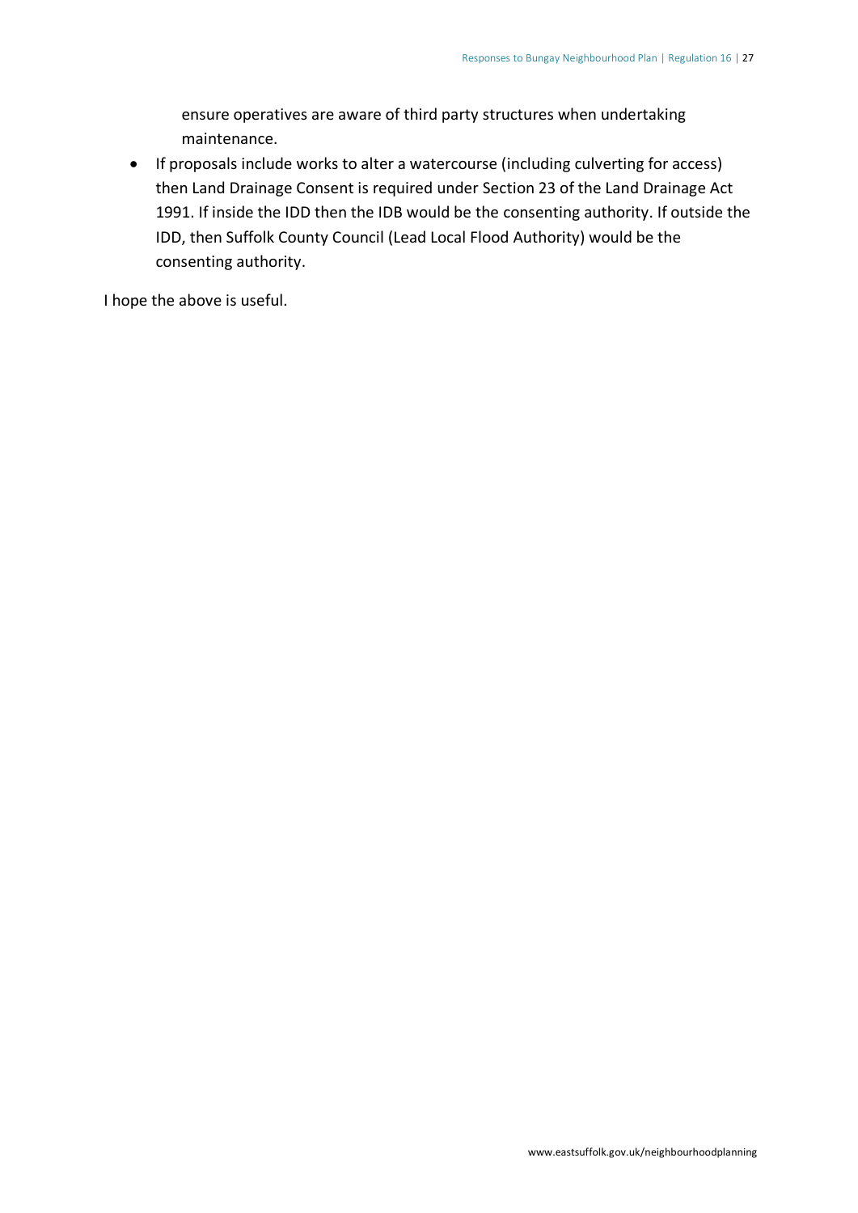ensure operatives are aware of third party structures when undertaking maintenance.

- If proposals include works to alter a watercourse (including culverting for access) then Land Drainage Consent is required under Section 23 of the Land Drainage Act 1991. If inside the IDD then the IDB would be the consenting authority. If outside the IDD, then Suffolk County Council (Lead Local Flood Authority) would be the consenting authority.

I hope the above is useful.